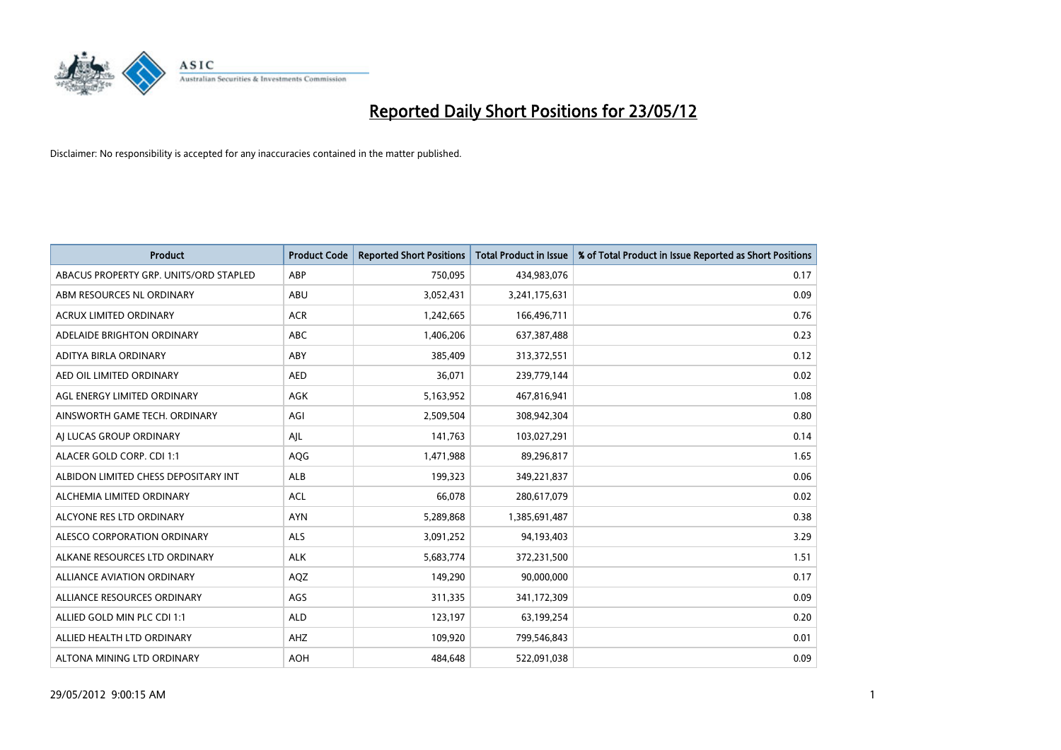# Reported Daily Short Positions for 23/05/12

Disclaimer: No responsibility is accepted for any inaccuracies contained in the matter published.

| Product | Product Code | Reported Short Positions | Total Product in Issue | % of Total Product in Issue Reported as Short Positions |
| --- | --- | --- | --- | --- |
| ABACUS PROPERTY GRP. UNITS/ORD STAPLED | ABP | 750,095 | 434,983,076 | 0.17 |
| ABM RESOURCES NL ORDINARY | ABU | 3,052,431 | 3,241,175,631 | 0.09 |
| ACRUX LIMITED ORDINARY | ACR | 1,242,665 | 166,496,711 | 0.76 |
| ADELAIDE BRIGHTON ORDINARY | ABC | 1,406,206 | 637,387,488 | 0.23 |
| ADITYA BIRLA ORDINARY | ABY | 385,409 | 313,372,551 | 0.12 |
| AED OIL LIMITED ORDINARY | AED | 36,071 | 239,779,144 | 0.02 |
| AGL ENERGY LIMITED ORDINARY | AGK | 5,163,952 | 467,816,941 | 1.08 |
| AINSWORTH GAME TECH. ORDINARY | AGI | 2,509,504 | 308,942,304 | 0.80 |
| AJ LUCAS GROUP ORDINARY | AJL | 141,763 | 103,027,291 | 0.14 |
| ALACER GOLD CORP. CDI 1:1 | AQG | 1,471,988 | 89,296,817 | 1.65 |
| ALBIDON LIMITED CHESS DEPOSITARY INT | ALB | 199,323 | 349,221,837 | 0.06 |
| ALCHEMIA LIMITED ORDINARY | ACL | 66,078 | 280,617,079 | 0.02 |
| ALCYONE RES LTD ORDINARY | AYN | 5,289,868 | 1,385,691,487 | 0.38 |
| ALESCO CORPORATION ORDINARY | ALS | 3,091,252 | 94,193,403 | 3.29 |
| ALKANE RESOURCES LTD ORDINARY | ALK | 5,683,774 | 372,231,500 | 1.51 |
| ALLIANCE AVIATION ORDINARY | AQZ | 149,290 | 90,000,000 | 0.17 |
| ALLIANCE RESOURCES ORDINARY | AGS | 311,335 | 341,172,309 | 0.09 |
| ALLIED GOLD MIN PLC CDI 1:1 | ALD | 123,197 | 63,199,254 | 0.20 |
| ALLIED HEALTH LTD ORDINARY | AHZ | 109,920 | 799,546,843 | 0.01 |
| ALTONA MINING LTD ORDINARY | AOH | 484,648 | 522,091,038 | 0.09 |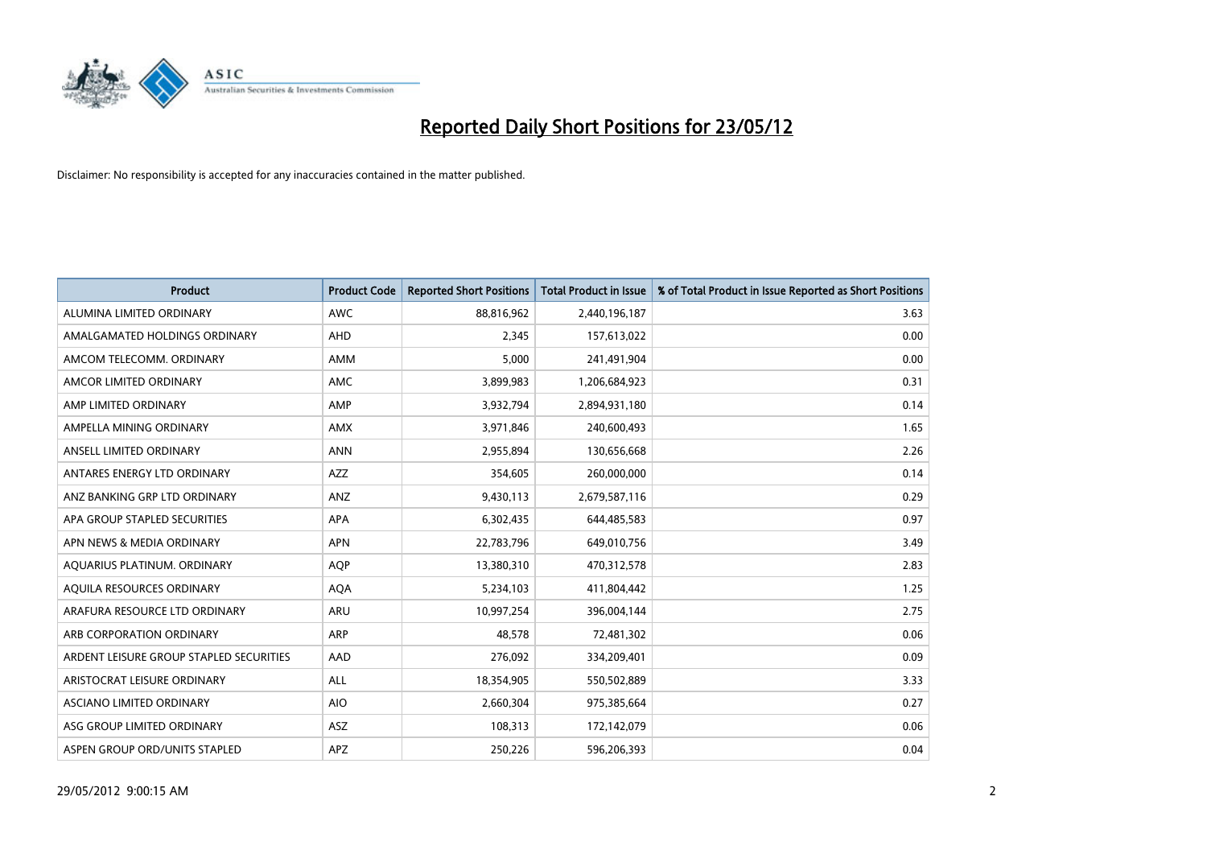# Reported Daily Short Positions for 23/05/12

Disclaimer: No responsibility is accepted for any inaccuracies contained in the matter published.

| Product | Product Code | Reported Short Positions | Total Product in Issue | % of Total Product in Issue Reported as Short Positions |
| --- | --- | --- | --- | --- |
| ALUMINA LIMITED ORDINARY | AWC | 88,816,962 | 2,440,196,187 | 3.63 |
| AMALGAMATED HOLDINGS ORDINARY | AHD | 2,345 | 157,613,022 | 0.00 |
| AMCOM TELECOMM. ORDINARY | AMM | 5,000 | 241,491,904 | 0.00 |
| AMCOR LIMITED ORDINARY | AMC | 3,899,983 | 1,206,684,923 | 0.31 |
| AMP LIMITED ORDINARY | AMP | 3,932,794 | 2,894,931,180 | 0.14 |
| AMPELLA MINING ORDINARY | AMX | 3,971,846 | 240,600,493 | 1.65 |
| ANSELL LIMITED ORDINARY | ANN | 2,955,894 | 130,656,668 | 2.26 |
| ANTARES ENERGY LTD ORDINARY | AZZ | 354,605 | 260,000,000 | 0.14 |
| ANZ BANKING GRP LTD ORDINARY | ANZ | 9,430,113 | 2,679,587,116 | 0.29 |
| APA GROUP STAPLED SECURITIES | APA | 6,302,435 | 644,485,583 | 0.97 |
| APN NEWS & MEDIA ORDINARY | APN | 22,783,796 | 649,010,756 | 3.49 |
| AQUARIUS PLATINUM. ORDINARY | AQP | 13,380,310 | 470,312,578 | 2.83 |
| AQUILA RESOURCES ORDINARY | AQA | 5,234,103 | 411,804,442 | 1.25 |
| ARAFURA RESOURCE LTD ORDINARY | ARU | 10,997,254 | 396,004,144 | 2.75 |
| ARB CORPORATION ORDINARY | ARP | 48,578 | 72,481,302 | 0.06 |
| ARDENT LEISURE GROUP STAPLED SECURITIES | AAD | 276,092 | 334,209,401 | 0.09 |
| ARISTOCRAT LEISURE ORDINARY | ALL | 18,354,905 | 550,502,889 | 3.33 |
| ASCIANO LIMITED ORDINARY | AIO | 2,660,304 | 975,385,664 | 0.27 |
| ASG GROUP LIMITED ORDINARY | ASZ | 108,313 | 172,142,079 | 0.06 |
| ASPEN GROUP ORD/UNITS STAPLED | APZ | 250,226 | 596,206,393 | 0.04 |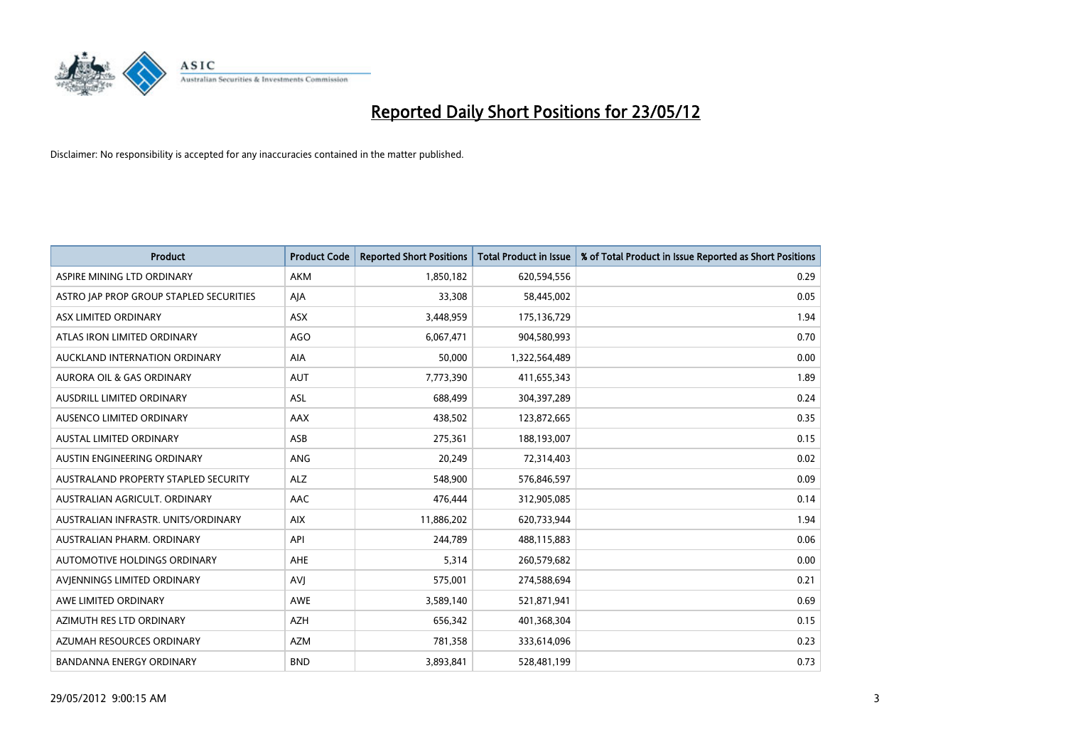# Reported Daily Short Positions for 23/05/12

Disclaimer: No responsibility is accepted for any inaccuracies contained in the matter published.

| Product | Product Code | Reported Short Positions | Total Product in Issue | % of Total Product in Issue Reported as Short Positions |
|---|---|---|---|---|
| ASPIRE MINING LTD ORDINARY | AKM | 1,850,182 | 620,594,556 | 0.29 |
| ASTRO JAP PROP GROUP STAPLED SECURITIES | AJA | 33,308 | 58,445,002 | 0.05 |
| ASX LIMITED ORDINARY | ASX | 3,448,959 | 175,136,729 | 1.94 |
| ATLAS IRON LIMITED ORDINARY | AGO | 6,067,471 | 904,580,993 | 0.70 |
| AUCKLAND INTERNATION ORDINARY | AIA | 50,000 | 1,322,564,489 | 0.00 |
| AURORA OIL & GAS ORDINARY | AUT | 7,773,390 | 411,655,343 | 1.89 |
| AUSDRILL LIMITED ORDINARY | ASL | 688,499 | 304,397,289 | 0.24 |
| AUSENCO LIMITED ORDINARY | AAX | 438,502 | 123,872,665 | 0.35 |
| AUSTAL LIMITED ORDINARY | ASB | 275,361 | 188,193,007 | 0.15 |
| AUSTIN ENGINEERING ORDINARY | ANG | 20,249 | 72,314,403 | 0.02 |
| AUSTRALAND PROPERTY STAPLED SECURITY | ALZ | 548,900 | 576,846,597 | 0.09 |
| AUSTRALIAN AGRICULT. ORDINARY | AAC | 476,444 | 312,905,085 | 0.14 |
| AUSTRALIAN INFRASTR. UNITS/ORDINARY | AIX | 11,886,202 | 620,733,944 | 1.94 |
| AUSTRALIAN PHARM. ORDINARY | API | 244,789 | 488,115,883 | 0.06 |
| AUTOMOTIVE HOLDINGS ORDINARY | AHE | 5,314 | 260,579,682 | 0.00 |
| AVJENNINGS LIMITED ORDINARY | AVJ | 575,001 | 274,588,694 | 0.21 |
| AWE LIMITED ORDINARY | AWE | 3,589,140 | 521,871,941 | 0.69 |
| AZIMUTH RES LTD ORDINARY | AZH | 656,342 | 401,368,304 | 0.15 |
| AZUMAH RESOURCES ORDINARY | AZM | 781,358 | 333,614,096 | 0.23 |
| BANDANNA ENERGY ORDINARY | BND | 3,893,841 | 528,481,199 | 0.73 |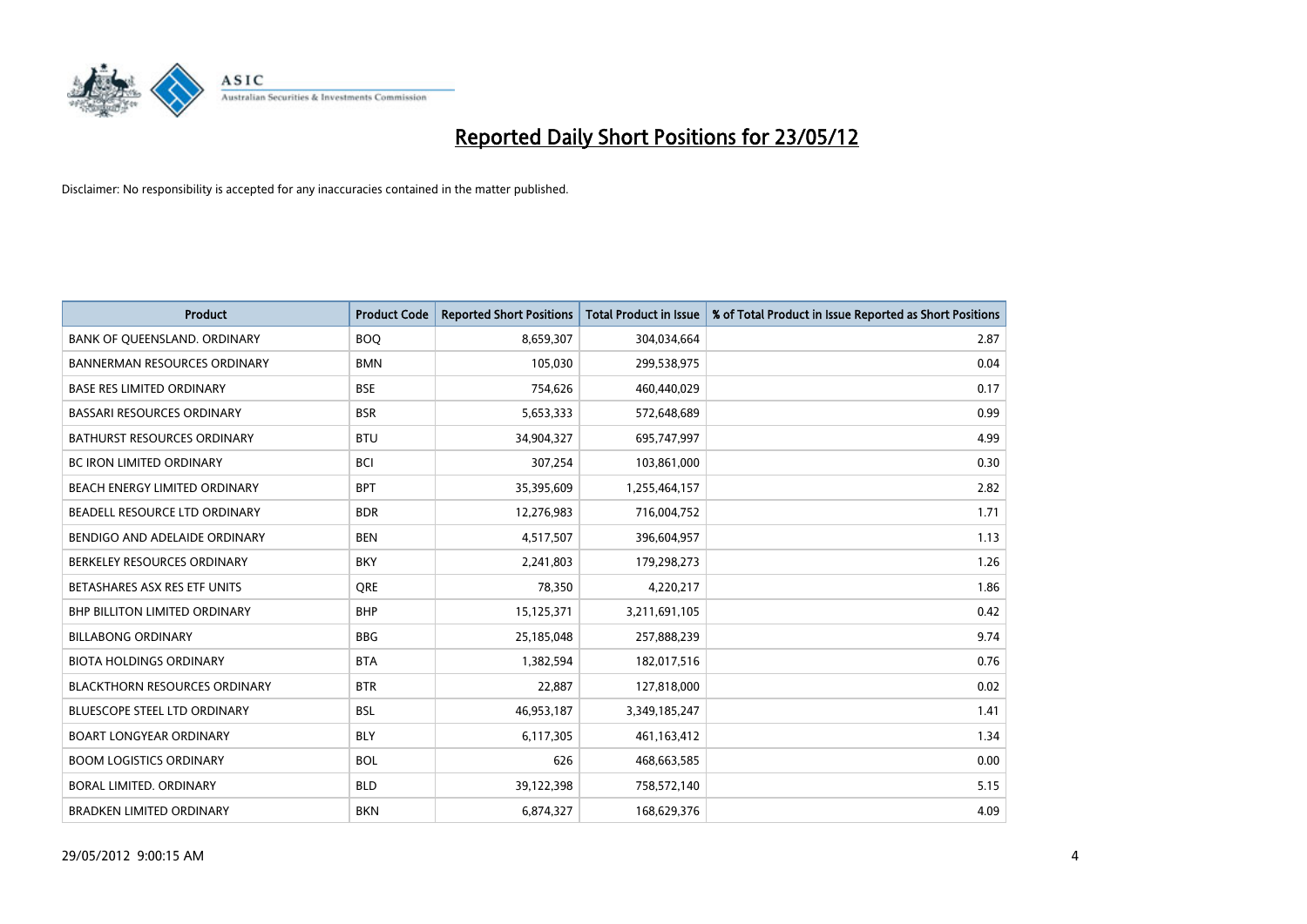# Reported Daily Short Positions for 23/05/12

Disclaimer: No responsibility is accepted for any inaccuracies contained in the matter published.

| Product | Product Code | Reported Short Positions | Total Product in Issue | % of Total Product in Issue Reported as Short Positions |
|---|---|---|---|---|
| BANK OF QUEENSLAND. ORDINARY | BOQ | 8,659,307 | 304,034,664 | 2.87 |
| BANNERMAN RESOURCES ORDINARY | BMN | 105,030 | 299,538,975 | 0.04 |
| BASE RES LIMITED ORDINARY | BSE | 754,626 | 460,440,029 | 0.17 |
| BASSARI RESOURCES ORDINARY | BSR | 5,653,333 | 572,648,689 | 0.99 |
| BATHURST RESOURCES ORDINARY | BTU | 34,904,327 | 695,747,997 | 4.99 |
| BC IRON LIMITED ORDINARY | BCI | 307,254 | 103,861,000 | 0.30 |
| BEACH ENERGY LIMITED ORDINARY | BPT | 35,395,609 | 1,255,464,157 | 2.82 |
| BEADELL RESOURCE LTD ORDINARY | BDR | 12,276,983 | 716,004,752 | 1.71 |
| BENDIGO AND ADELAIDE ORDINARY | BEN | 4,517,507 | 396,604,957 | 1.13 |
| BERKELEY RESOURCES ORDINARY | BKY | 2,241,803 | 179,298,273 | 1.26 |
| BETASHARES ASX RES ETF UNITS | QRE | 78,350 | 4,220,217 | 1.86 |
| BHP BILLITON LIMITED ORDINARY | BHP | 15,125,371 | 3,211,691,105 | 0.42 |
| BILLABONG ORDINARY | BBG | 25,185,048 | 257,888,239 | 9.74 |
| BIOTA HOLDINGS ORDINARY | BTA | 1,382,594 | 182,017,516 | 0.76 |
| BLACKTHORN RESOURCES ORDINARY | BTR | 22,887 | 127,818,000 | 0.02 |
| BLUESCOPE STEEL LTD ORDINARY | BSL | 46,953,187 | 3,349,185,247 | 1.41 |
| BOART LONGYEAR ORDINARY | BLY | 6,117,305 | 461,163,412 | 1.34 |
| BOOM LOGISTICS ORDINARY | BOL | 626 | 468,663,585 | 0.00 |
| BORAL LIMITED. ORDINARY | BLD | 39,122,398 | 758,572,140 | 5.15 |
| BRADKEN LIMITED ORDINARY | BKN | 6,874,327 | 168,629,376 | 4.09 |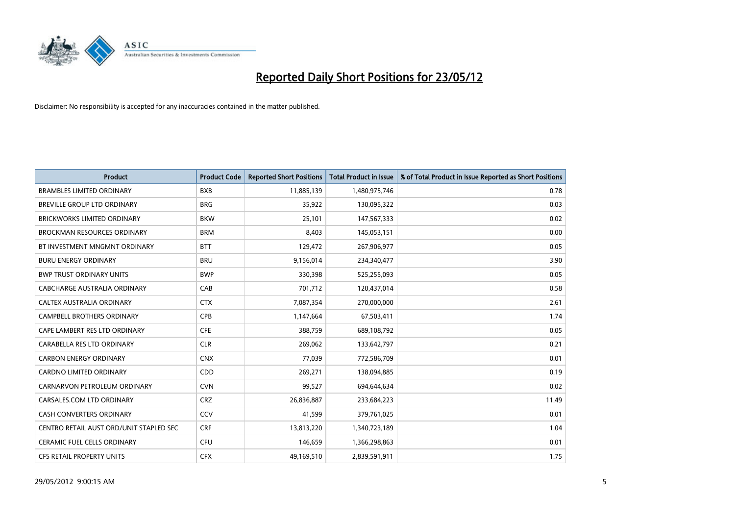# Reported Daily Short Positions for 23/05/12

Disclaimer: No responsibility is accepted for any inaccuracies contained in the matter published.

| Product | Product Code | Reported Short Positions | Total Product in Issue | % of Total Product in Issue Reported as Short Positions |
|---|---|---|---|---|
| BRAMBLES LIMITED ORDINARY | BXB | 11,885,139 | 1,480,975,746 | 0.78 |
| BREVILLE GROUP LTD ORDINARY | BRG | 35,922 | 130,095,322 | 0.03 |
| BRICKWORKS LIMITED ORDINARY | BKW | 25,101 | 147,567,333 | 0.02 |
| BROCKMAN RESOURCES ORDINARY | BRM | 8,403 | 145,053,151 | 0.00 |
| BT INVESTMENT MNGMNT ORDINARY | BTT | 129,472 | 267,906,977 | 0.05 |
| BURU ENERGY ORDINARY | BRU | 9,156,014 | 234,340,477 | 3.90 |
| BWP TRUST ORDINARY UNITS | BWP | 330,398 | 525,255,093 | 0.05 |
| CABCHARGE AUSTRALIA ORDINARY | CAB | 701,712 | 120,437,014 | 0.58 |
| CALTEX AUSTRALIA ORDINARY | CTX | 7,087,354 | 270,000,000 | 2.61 |
| CAMPBELL BROTHERS ORDINARY | CPB | 1,147,664 | 67,503,411 | 1.74 |
| CAPE LAMBERT RES LTD ORDINARY | CFE | 388,759 | 689,108,792 | 0.05 |
| CARABELLA RES LTD ORDINARY | CLR | 269,062 | 133,642,797 | 0.21 |
| CARBON ENERGY ORDINARY | CNX | 77,039 | 772,586,709 | 0.01 |
| CARDNO LIMITED ORDINARY | CDD | 269,271 | 138,094,885 | 0.19 |
| CARNARVON PETROLEUM ORDINARY | CVN | 99,527 | 694,644,634 | 0.02 |
| CARSALES.COM LTD ORDINARY | CRZ | 26,836,887 | 233,684,223 | 11.49 |
| CASH CONVERTERS ORDINARY | CCV | 41,599 | 379,761,025 | 0.01 |
| CENTRO RETAIL AUST ORD/UNIT STAPLED SEC | CRF | 13,813,220 | 1,340,723,189 | 1.04 |
| CERAMIC FUEL CELLS ORDINARY | CFU | 146,659 | 1,366,298,863 | 0.01 |
| CFS RETAIL PROPERTY UNITS | CFX | 49,169,510 | 2,839,591,911 | 1.75 |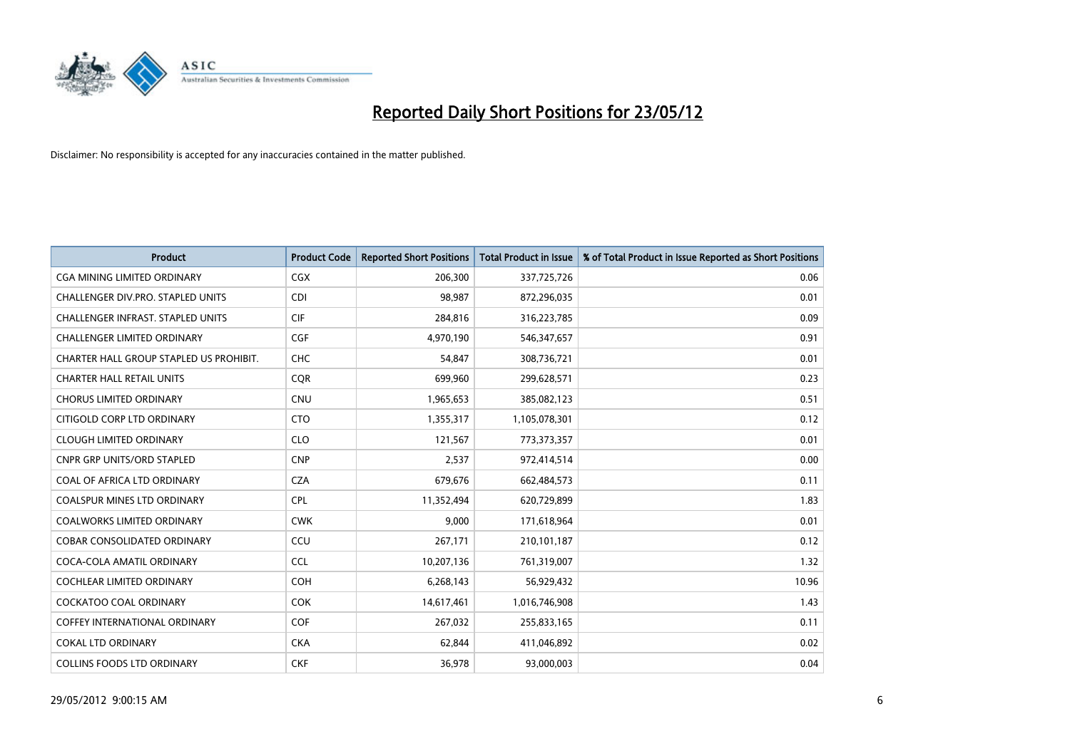# Reported Daily Short Positions for 23/05/12

Disclaimer: No responsibility is accepted for any inaccuracies contained in the matter published.

| Product | Product Code | Reported Short Positions | Total Product in Issue | % of Total Product in Issue Reported as Short Positions |
|---|---|---|---|---|
| CGA MINING LIMITED ORDINARY | CGX | 206,300 | 337,725,726 | 0.06 |
| CHALLENGER DIV.PRO. STAPLED UNITS | CDI | 98,987 | 872,296,035 | 0.01 |
| CHALLENGER INFRAST. STAPLED UNITS | CIF | 284,816 | 316,223,785 | 0.09 |
| CHALLENGER LIMITED ORDINARY | CGF | 4,970,190 | 546,347,657 | 0.91 |
| CHARTER HALL GROUP STAPLED US PROHIBIT. | CHC | 54,847 | 308,736,721 | 0.01 |
| CHARTER HALL RETAIL UNITS | CQR | 699,960 | 299,628,571 | 0.23 |
| CHORUS LIMITED ORDINARY | CNU | 1,965,653 | 385,082,123 | 0.51 |
| CITIGOLD CORP LTD ORDINARY | CTO | 1,355,317 | 1,105,078,301 | 0.12 |
| CLOUGH LIMITED ORDINARY | CLO | 121,567 | 773,373,357 | 0.01 |
| CNPR GRP UNITS/ORD STAPLED | CNP | 2,537 | 972,414,514 | 0.00 |
| COAL OF AFRICA LTD ORDINARY | CZA | 679,676 | 662,484,573 | 0.11 |
| COALSPUR MINES LTD ORDINARY | CPL | 11,352,494 | 620,729,899 | 1.83 |
| COALWORKS LIMITED ORDINARY | CWK | 9,000 | 171,618,964 | 0.01 |
| COBAR CONSOLIDATED ORDINARY | CCU | 267,171 | 210,101,187 | 0.12 |
| COCA-COLA AMATIL ORDINARY | CCL | 10,207,136 | 761,319,007 | 1.32 |
| COCHLEAR LIMITED ORDINARY | COH | 6,268,143 | 56,929,432 | 10.96 |
| COCKATOO COAL ORDINARY | COK | 14,617,461 | 1,016,746,908 | 1.43 |
| COFFEY INTERNATIONAL ORDINARY | COF | 267,032 | 255,833,165 | 0.11 |
| COKAL LTD ORDINARY | CKA | 62,844 | 411,046,892 | 0.02 |
| COLLINS FOODS LTD ORDINARY | CKF | 36,978 | 93,000,003 | 0.04 |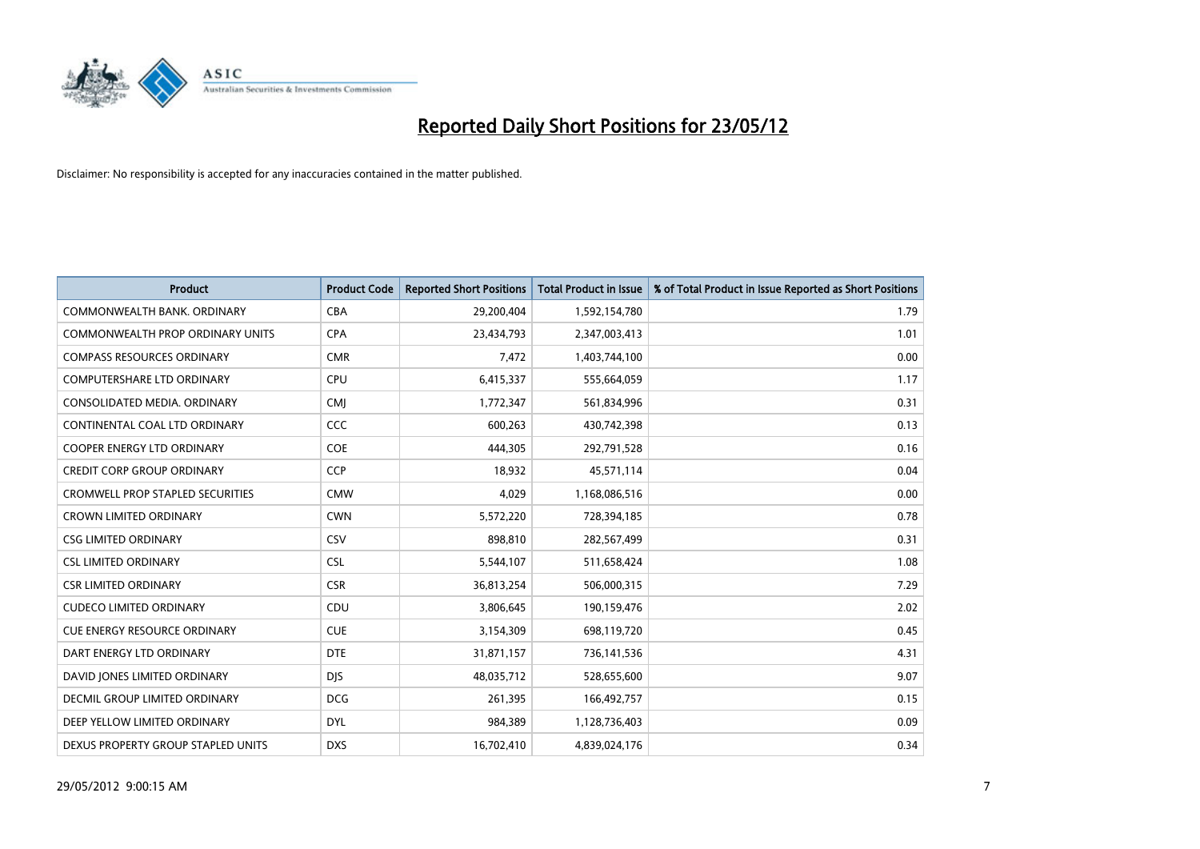# Reported Daily Short Positions for 23/05/12

Disclaimer: No responsibility is accepted for any inaccuracies contained in the matter published.

| Product | Product Code | Reported Short Positions | Total Product in Issue | % of Total Product in Issue Reported as Short Positions |
|---|---|---|---|---|
| COMMONWEALTH BANK. ORDINARY | CBA | 29,200,404 | 1,592,154,780 | 1.79 |
| COMMONWEALTH PROP ORDINARY UNITS | CPA | 23,434,793 | 2,347,003,413 | 1.01 |
| COMPASS RESOURCES ORDINARY | CMR | 7,472 | 1,403,744,100 | 0.00 |
| COMPUTERSHARE LTD ORDINARY | CPU | 6,415,337 | 555,664,059 | 1.17 |
| CONSOLIDATED MEDIA. ORDINARY | CMJ | 1,772,347 | 561,834,996 | 0.31 |
| CONTINENTAL COAL LTD ORDINARY | CCC | 600,263 | 430,742,398 | 0.13 |
| COOPER ENERGY LTD ORDINARY | COE | 444,305 | 292,791,528 | 0.16 |
| CREDIT CORP GROUP ORDINARY | CCP | 18,932 | 45,571,114 | 0.04 |
| CROMWELL PROP STAPLED SECURITIES | CMW | 4,029 | 1,168,086,516 | 0.00 |
| CROWN LIMITED ORDINARY | CWN | 5,572,220 | 728,394,185 | 0.78 |
| CSG LIMITED ORDINARY | CSV | 898,810 | 282,567,499 | 0.31 |
| CSL LIMITED ORDINARY | CSL | 5,544,107 | 511,658,424 | 1.08 |
| CSR LIMITED ORDINARY | CSR | 36,813,254 | 506,000,315 | 7.29 |
| CUDECO LIMITED ORDINARY | CDU | 3,806,645 | 190,159,476 | 2.02 |
| CUE ENERGY RESOURCE ORDINARY | CUE | 3,154,309 | 698,119,720 | 0.45 |
| DART ENERGY LTD ORDINARY | DTE | 31,871,157 | 736,141,536 | 4.31 |
| DAVID JONES LIMITED ORDINARY | DJS | 48,035,712 | 528,655,600 | 9.07 |
| DECMIL GROUP LIMITED ORDINARY | DCG | 261,395 | 166,492,757 | 0.15 |
| DEEP YELLOW LIMITED ORDINARY | DYL | 984,389 | 1,128,736,403 | 0.09 |
| DEXUS PROPERTY GROUP STAPLED UNITS | DXS | 16,702,410 | 4,839,024,176 | 0.34 |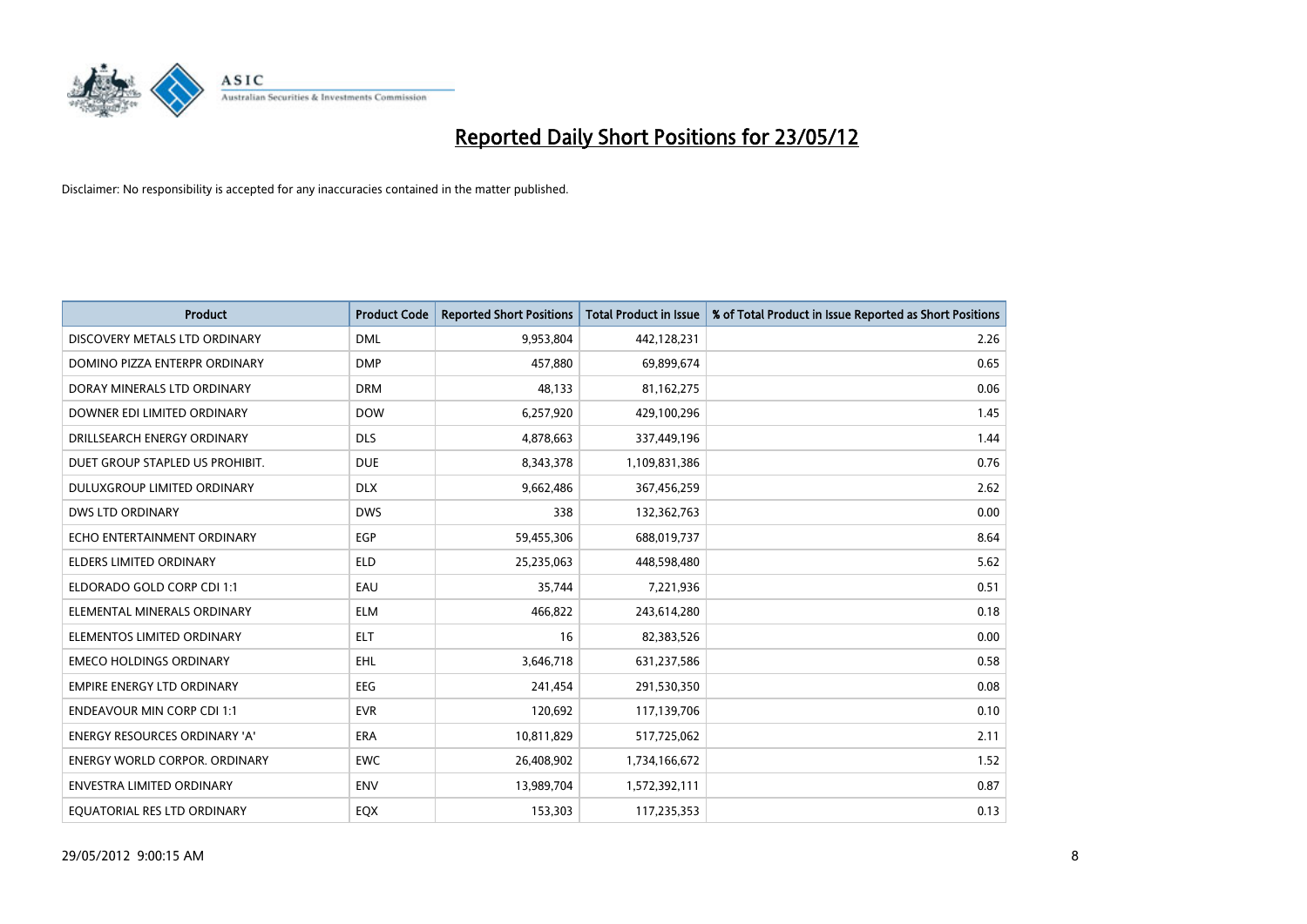# Reported Daily Short Positions for 23/05/12

Disclaimer: No responsibility is accepted for any inaccuracies contained in the matter published.

| Product | Product Code | Reported Short Positions | Total Product in Issue | % of Total Product in Issue Reported as Short Positions |
|---|---|---|---|---|
| DISCOVERY METALS LTD ORDINARY | DML | 9,953,804 | 442,128,231 | 2.26 |
| DOMINO PIZZA ENTERPR ORDINARY | DMP | 457,880 | 69,899,674 | 0.65 |
| DORAY MINERALS LTD ORDINARY | DRM | 48,133 | 81,162,275 | 0.06 |
| DOWNER EDI LIMITED ORDINARY | DOW | 6,257,920 | 429,100,296 | 1.45 |
| DRILLSEARCH ENERGY ORDINARY | DLS | 4,878,663 | 337,449,196 | 1.44 |
| DUET GROUP STAPLED US PROHIBIT. | DUE | 8,343,378 | 1,109,831,386 | 0.76 |
| DULUXGROUP LIMITED ORDINARY | DLX | 9,662,486 | 367,456,259 | 2.62 |
| DWS LTD ORDINARY | DWS | 338 | 132,362,763 | 0.00 |
| ECHO ENTERTAINMENT ORDINARY | EGP | 59,455,306 | 688,019,737 | 8.64 |
| ELDERS LIMITED ORDINARY | ELD | 25,235,063 | 448,598,480 | 5.62 |
| ELDORADO GOLD CORP CDI 1:1 | EAU | 35,744 | 7,221,936 | 0.51 |
| ELEMENTAL MINERALS ORDINARY | ELM | 466,822 | 243,614,280 | 0.18 |
| ELEMENTOS LIMITED ORDINARY | ELT | 16 | 82,383,526 | 0.00 |
| EMECO HOLDINGS ORDINARY | EHL | 3,646,718 | 631,237,586 | 0.58 |
| EMPIRE ENERGY LTD ORDINARY | EEG | 241,454 | 291,530,350 | 0.08 |
| ENDEAVOUR MIN CORP CDI 1:1 | EVR | 120,692 | 117,139,706 | 0.10 |
| ENERGY RESOURCES ORDINARY 'A' | ERA | 10,811,829 | 517,725,062 | 2.11 |
| ENERGY WORLD CORPOR. ORDINARY | EWC | 26,408,902 | 1,734,166,672 | 1.52 |
| ENVESTRA LIMITED ORDINARY | ENV | 13,989,704 | 1,572,392,111 | 0.87 |
| EQUATORIAL RES LTD ORDINARY | EQX | 153,303 | 117,235,353 | 0.13 |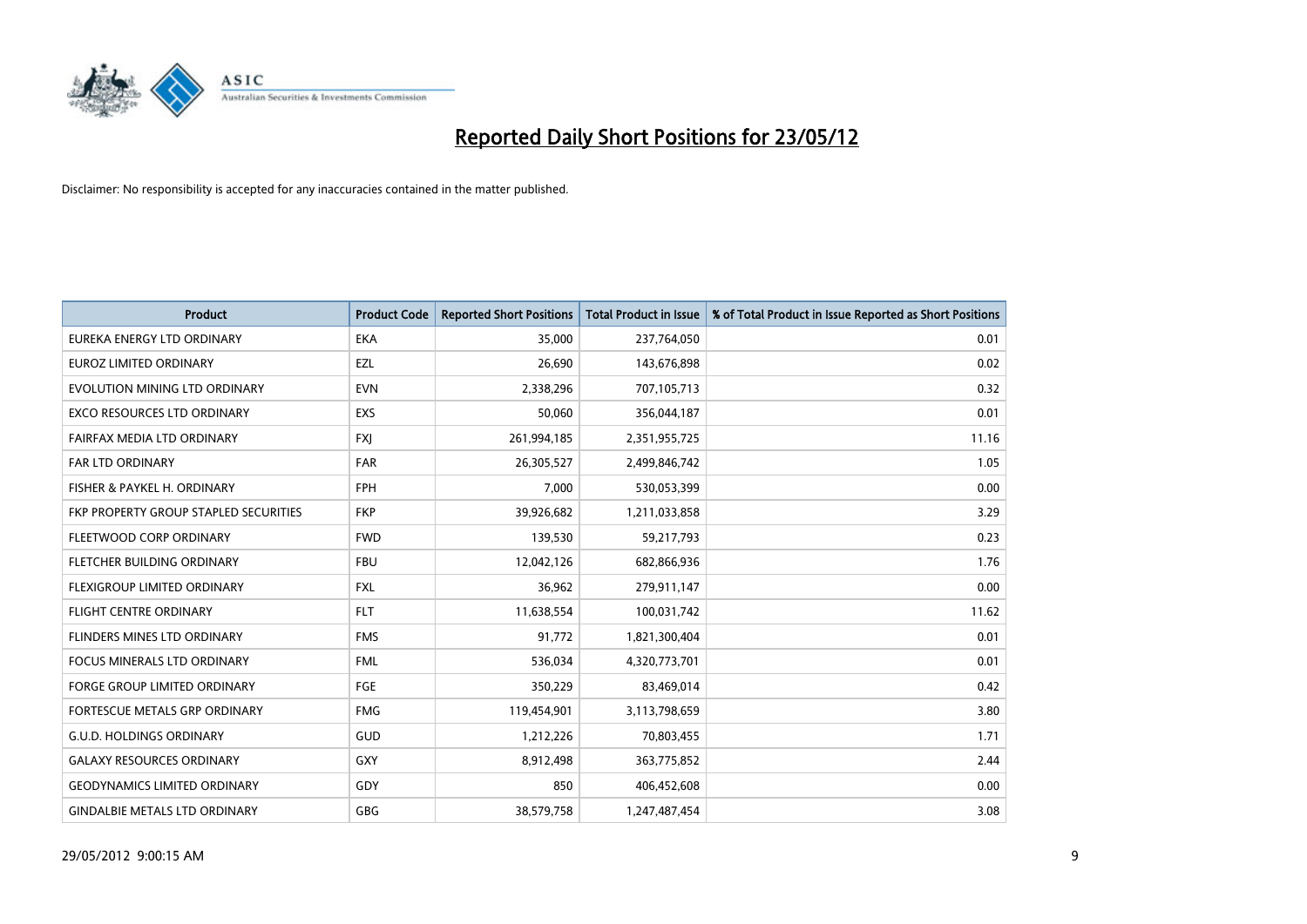# Reported Daily Short Positions for 23/05/12

Disclaimer: No responsibility is accepted for any inaccuracies contained in the matter published.

| Product | Product Code | Reported Short Positions | Total Product in Issue | % of Total Product in Issue Reported as Short Positions |
|---|---|---|---|---|
| EUREKA ENERGY LTD ORDINARY | EKA | 35,000 | 237,764,050 | 0.01 |
| EUROZ LIMITED ORDINARY | EZL | 26,690 | 143,676,898 | 0.02 |
| EVOLUTION MINING LTD ORDINARY | EVN | 2,338,296 | 707,105,713 | 0.32 |
| EXCO RESOURCES LTD ORDINARY | EXS | 50,060 | 356,044,187 | 0.01 |
| FAIRFAX MEDIA LTD ORDINARY | FXJ | 261,994,185 | 2,351,955,725 | 11.16 |
| FAR LTD ORDINARY | FAR | 26,305,527 | 2,499,846,742 | 1.05 |
| FISHER & PAYKEL H. ORDINARY | FPH | 7,000 | 530,053,399 | 0.00 |
| FKP PROPERTY GROUP STAPLED SECURITIES | FKP | 39,926,682 | 1,211,033,858 | 3.29 |
| FLEETWOOD CORP ORDINARY | FWD | 139,530 | 59,217,793 | 0.23 |
| FLETCHER BUILDING ORDINARY | FBU | 12,042,126 | 682,866,936 | 1.76 |
| FLEXIGROUP LIMITED ORDINARY | FXL | 36,962 | 279,911,147 | 0.00 |
| FLIGHT CENTRE ORDINARY | FLT | 11,638,554 | 100,031,742 | 11.62 |
| FLINDERS MINES LTD ORDINARY | FMS | 91,772 | 1,821,300,404 | 0.01 |
| FOCUS MINERALS LTD ORDINARY | FML | 536,034 | 4,320,773,701 | 0.01 |
| FORGE GROUP LIMITED ORDINARY | FGE | 350,229 | 83,469,014 | 0.42 |
| FORTESCUE METALS GRP ORDINARY | FMG | 119,454,901 | 3,113,798,659 | 3.80 |
| G.U.D. HOLDINGS ORDINARY | GUD | 1,212,226 | 70,803,455 | 1.71 |
| GALAXY RESOURCES ORDINARY | GXY | 8,912,498 | 363,775,852 | 2.44 |
| GEODYNAMICS LIMITED ORDINARY | GDY | 850 | 406,452,608 | 0.00 |
| GINDALBIE METALS LTD ORDINARY | GBG | 38,579,758 | 1,247,487,454 | 3.08 |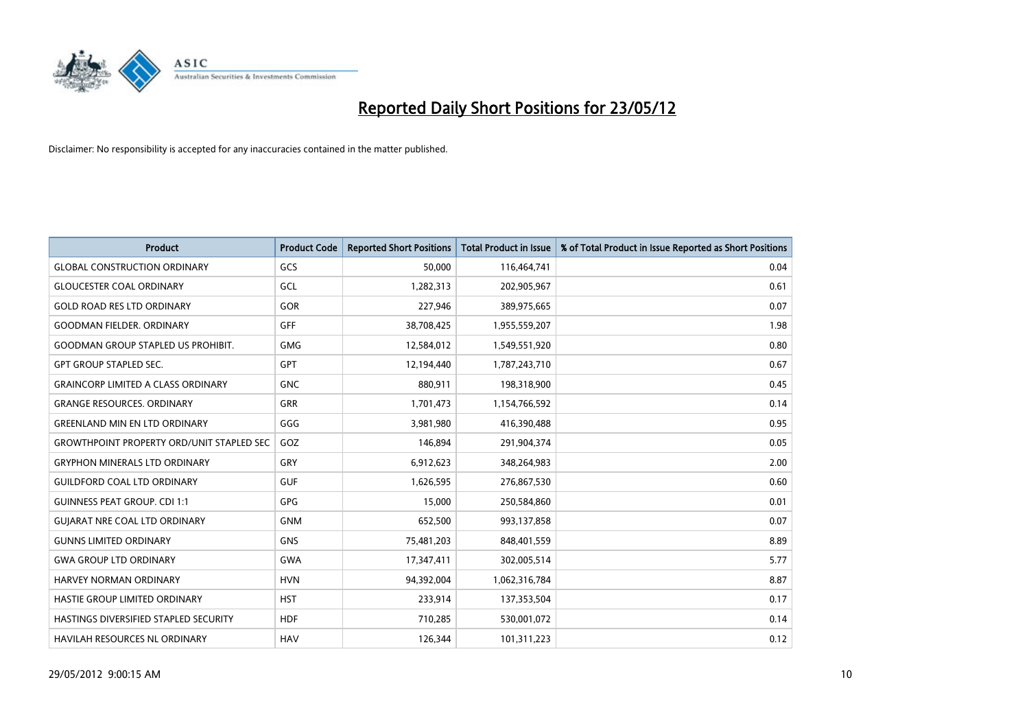# Reported Daily Short Positions for 23/05/12

Disclaimer: No responsibility is accepted for any inaccuracies contained in the matter published.

| Product | Product Code | Reported Short Positions | Total Product in Issue | % of Total Product in Issue Reported as Short Positions |
|---|---|---|---|---|
| GLOBAL CONSTRUCTION ORDINARY | GCS | 50,000 | 116,464,741 | 0.04 |
| GLOUCESTER COAL ORDINARY | GCL | 1,282,313 | 202,905,967 | 0.61 |
| GOLD ROAD RES LTD ORDINARY | GOR | 227,946 | 389,975,665 | 0.07 |
| GOODMAN FIELDER. ORDINARY | GFF | 38,708,425 | 1,955,559,207 | 1.98 |
| GOODMAN GROUP STAPLED US PROHIBIT. | GMG | 12,584,012 | 1,549,551,920 | 0.80 |
| GPT GROUP STAPLED SEC. | GPT | 12,194,440 | 1,787,243,710 | 0.67 |
| GRAINCORP LIMITED A CLASS ORDINARY | GNC | 880,911 | 198,318,900 | 0.45 |
| GRANGE RESOURCES. ORDINARY | GRR | 1,701,473 | 1,154,766,592 | 0.14 |
| GREENLAND MIN EN LTD ORDINARY | GGG | 3,981,980 | 416,390,488 | 0.95 |
| GROWTHPOINT PROPERTY ORD/UNIT STAPLED SEC | GOZ | 146,894 | 291,904,374 | 0.05 |
| GRYPHON MINERALS LTD ORDINARY | GRY | 6,912,623 | 348,264,983 | 2.00 |
| GUILDFORD COAL LTD ORDINARY | GUF | 1,626,595 | 276,867,530 | 0.60 |
| GUINNESS PEAT GROUP. CDI 1:1 | GPG | 15,000 | 250,584,860 | 0.01 |
| GUJARAT NRE COAL LTD ORDINARY | GNM | 652,500 | 993,137,858 | 0.07 |
| GUNNS LIMITED ORDINARY | GNS | 75,481,203 | 848,401,559 | 8.89 |
| GWA GROUP LTD ORDINARY | GWA | 17,347,411 | 302,005,514 | 5.77 |
| HARVEY NORMAN ORDINARY | HVN | 94,392,004 | 1,062,316,784 | 8.87 |
| HASTIE GROUP LIMITED ORDINARY | HST | 233,914 | 137,353,504 | 0.17 |
| HASTINGS DIVERSIFIED STAPLED SECURITY | HDF | 710,285 | 530,001,072 | 0.14 |
| HAVILAH RESOURCES NL ORDINARY | HAV | 126,344 | 101,311,223 | 0.12 |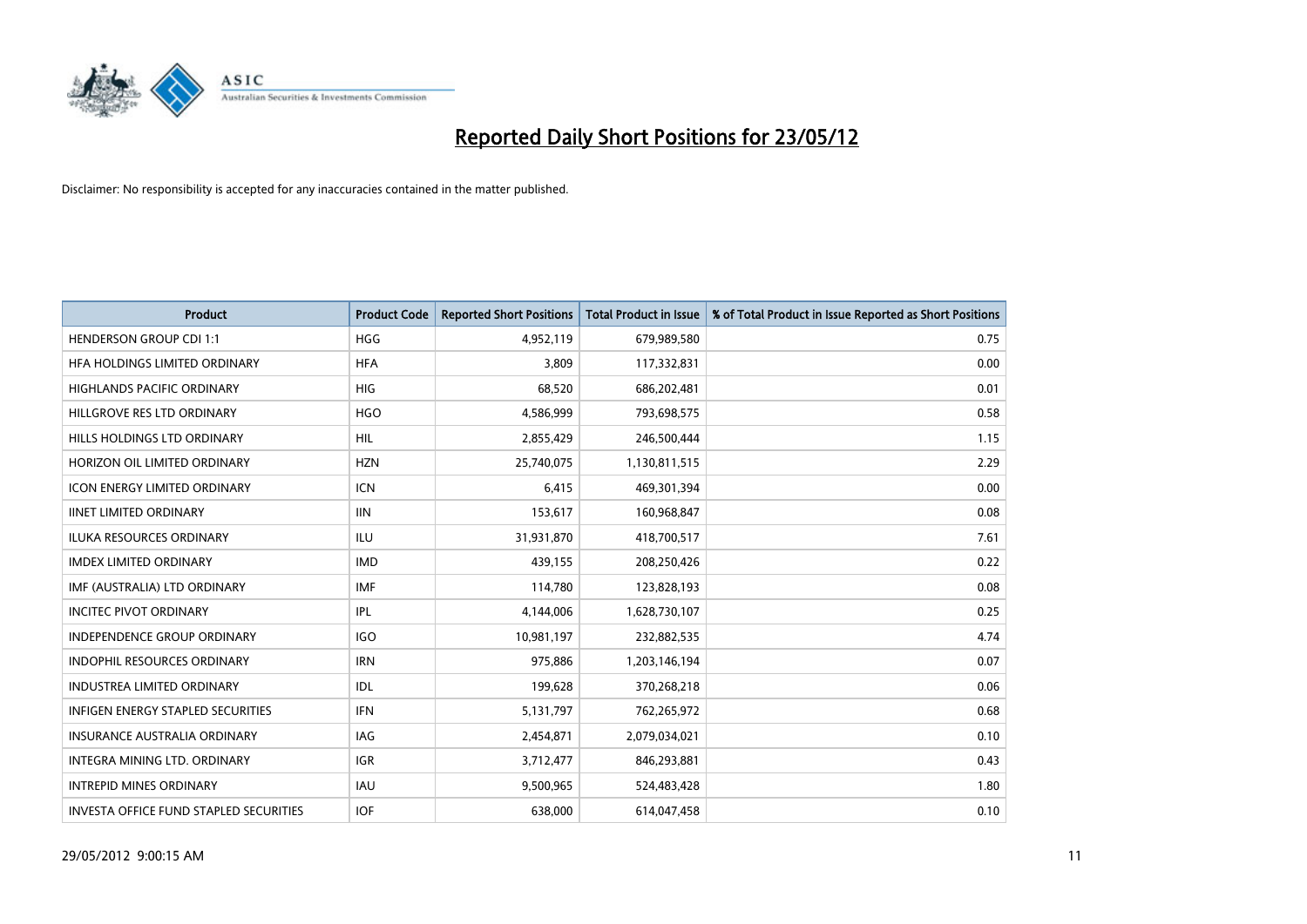# Reported Daily Short Positions for 23/05/12

Disclaimer: No responsibility is accepted for any inaccuracies contained in the matter published.

| Product | Product Code | Reported Short Positions | Total Product in Issue | % of Total Product in Issue Reported as Short Positions |
|---|---|---|---|---|
| HENDERSON GROUP CDI 1:1 | HGG | 4,952,119 | 679,989,580 | 0.75 |
| HFA HOLDINGS LIMITED ORDINARY | HFA | 3,809 | 117,332,831 | 0.00 |
| HIGHLANDS PACIFIC ORDINARY | HIG | 68,520 | 686,202,481 | 0.01 |
| HILLGROVE RES LTD ORDINARY | HGO | 4,586,999 | 793,698,575 | 0.58 |
| HILLS HOLDINGS LTD ORDINARY | HIL | 2,855,429 | 246,500,444 | 1.15 |
| HORIZON OIL LIMITED ORDINARY | HZN | 25,740,075 | 1,130,811,515 | 2.29 |
| ICON ENERGY LIMITED ORDINARY | ICN | 6,415 | 469,301,394 | 0.00 |
| IINET LIMITED ORDINARY | IIN | 153,617 | 160,968,847 | 0.08 |
| ILUKA RESOURCES ORDINARY | ILU | 31,931,870 | 418,700,517 | 7.61 |
| IMDEX LIMITED ORDINARY | IMD | 439,155 | 208,250,426 | 0.22 |
| IMF (AUSTRALIA) LTD ORDINARY | IMF | 114,780 | 123,828,193 | 0.08 |
| INCITEC PIVOT ORDINARY | IPL | 4,144,006 | 1,628,730,107 | 0.25 |
| INDEPENDENCE GROUP ORDINARY | IGO | 10,981,197 | 232,882,535 | 4.74 |
| INDOPHIL RESOURCES ORDINARY | IRN | 975,886 | 1,203,146,194 | 0.07 |
| INDUSTREA LIMITED ORDINARY | IDL | 199,628 | 370,268,218 | 0.06 |
| INFIGEN ENERGY STAPLED SECURITIES | IFN | 5,131,797 | 762,265,972 | 0.68 |
| INSURANCE AUSTRALIA ORDINARY | IAG | 2,454,871 | 2,079,034,021 | 0.10 |
| INTEGRA MINING LTD. ORDINARY | IGR | 3,712,477 | 846,293,881 | 0.43 |
| INTREPID MINES ORDINARY | IAU | 9,500,965 | 524,483,428 | 1.80 |
| INVESTA OFFICE FUND STAPLED SECURITIES | IOF | 638,000 | 614,047,458 | 0.10 |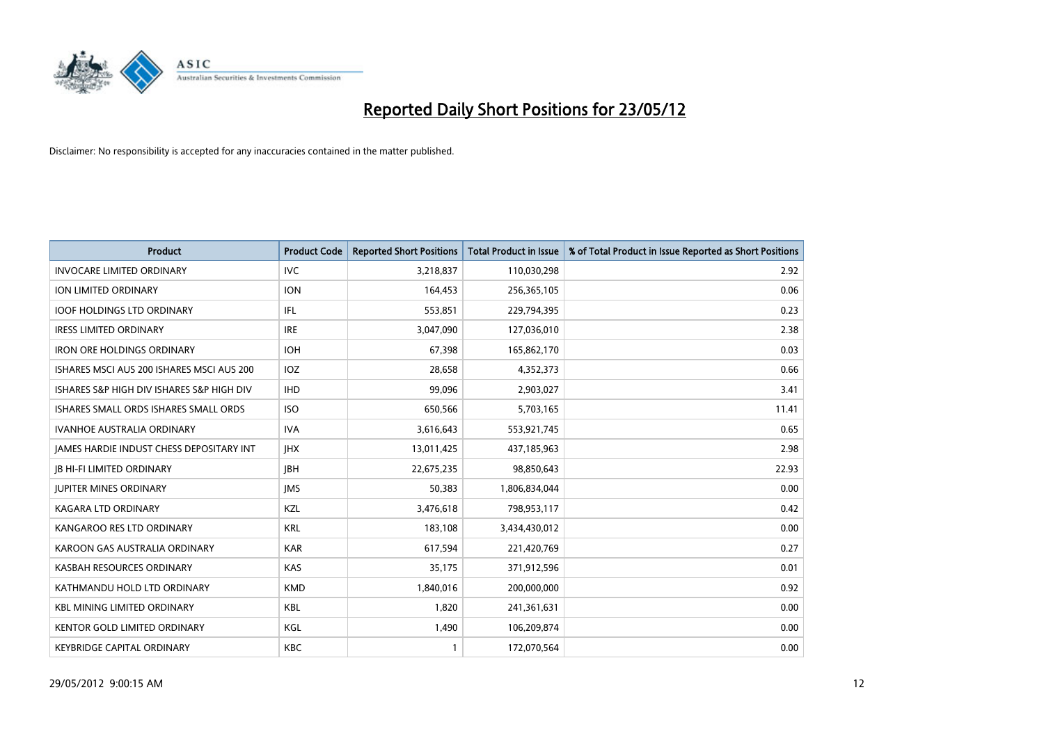# Reported Daily Short Positions for 23/05/12

Disclaimer: No responsibility is accepted for any inaccuracies contained in the matter published.

| Product | Product Code | Reported Short Positions | Total Product in Issue | % of Total Product in Issue Reported as Short Positions |
|---|---|---|---|---|
| INVOCARE LIMITED ORDINARY | IVC | 3,218,837 | 110,030,298 | 2.92 |
| ION LIMITED ORDINARY | ION | 164,453 | 256,365,105 | 0.06 |
| IOOF HOLDINGS LTD ORDINARY | IFL | 553,851 | 229,794,395 | 0.23 |
| IRESS LIMITED ORDINARY | IRE | 3,047,090 | 127,036,010 | 2.38 |
| IRON ORE HOLDINGS ORDINARY | IOH | 67,398 | 165,862,170 | 0.03 |
| ISHARES MSCI AUS 200 ISHARES MSCI AUS 200 | IOZ | 28,658 | 4,352,373 | 0.66 |
| ISHARES S&P HIGH DIV ISHARES S&P HIGH DIV | IHD | 99,096 | 2,903,027 | 3.41 |
| ISHARES SMALL ORDS ISHARES SMALL ORDS | ISO | 650,566 | 5,703,165 | 11.41 |
| IVANHOE AUSTRALIA ORDINARY | IVA | 3,616,643 | 553,921,745 | 0.65 |
| JAMES HARDIE INDUST CHESS DEPOSITARY INT | JHX | 13,011,425 | 437,185,963 | 2.98 |
| JB HI-FI LIMITED ORDINARY | JBH | 22,675,235 | 98,850,643 | 22.93 |
| JUPITER MINES ORDINARY | JMS | 50,383 | 1,806,834,044 | 0.00 |
| KAGARA LTD ORDINARY | KZL | 3,476,618 | 798,953,117 | 0.42 |
| KANGAROO RES LTD ORDINARY | KRL | 183,108 | 3,434,430,012 | 0.00 |
| KAROON GAS AUSTRALIA ORDINARY | KAR | 617,594 | 221,420,769 | 0.27 |
| KASBAH RESOURCES ORDINARY | KAS | 35,175 | 371,912,596 | 0.01 |
| KATHMANDU HOLD LTD ORDINARY | KMD | 1,840,016 | 200,000,000 | 0.92 |
| KBL MINING LIMITED ORDINARY | KBL | 1,820 | 241,361,631 | 0.00 |
| KENTOR GOLD LIMITED ORDINARY | KGL | 1,490 | 106,209,874 | 0.00 |
| KEYBRIDGE CAPITAL ORDINARY | KBC | 1 | 172,070,564 | 0.00 |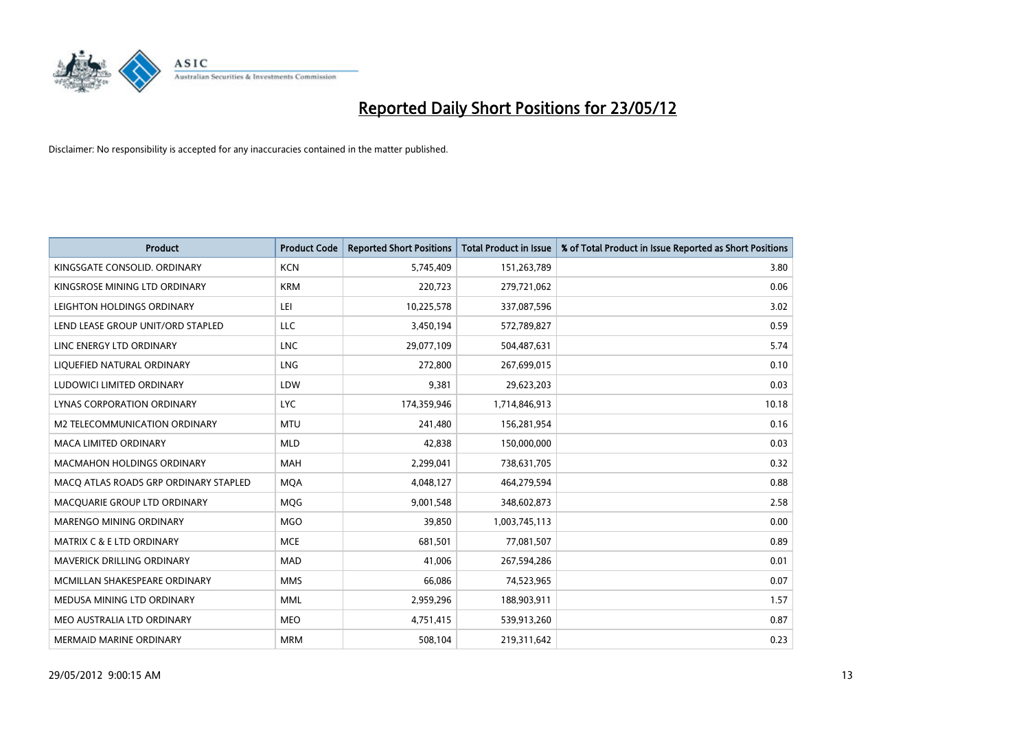# Reported Daily Short Positions for 23/05/12

Disclaimer: No responsibility is accepted for any inaccuracies contained in the matter published.

| Product | Product Code | Reported Short Positions | Total Product in Issue | % of Total Product in Issue Reported as Short Positions |
|---|---|---|---|---|
| KINGSGATE CONSOLID. ORDINARY | KCN | 5,745,409 | 151,263,789 | 3.80 |
| KINGSROSE MINING LTD ORDINARY | KRM | 220,723 | 279,721,062 | 0.06 |
| LEIGHTON HOLDINGS ORDINARY | LEI | 10,225,578 | 337,087,596 | 3.02 |
| LEND LEASE GROUP UNIT/ORD STAPLED | LLC | 3,450,194 | 572,789,827 | 0.59 |
| LINC ENERGY LTD ORDINARY | LNC | 29,077,109 | 504,487,631 | 5.74 |
| LIQUEFIED NATURAL ORDINARY | LNG | 272,800 | 267,699,015 | 0.10 |
| LUDOWICI LIMITED ORDINARY | LDW | 9,381 | 29,623,203 | 0.03 |
| LYNAS CORPORATION ORDINARY | LYC | 174,359,946 | 1,714,846,913 | 10.18 |
| M2 TELECOMMUNICATION ORDINARY | MTU | 241,480 | 156,281,954 | 0.16 |
| MACA LIMITED ORDINARY | MLD | 42,838 | 150,000,000 | 0.03 |
| MACMAHON HOLDINGS ORDINARY | MAH | 2,299,041 | 738,631,705 | 0.32 |
| MACQ ATLAS ROADS GRP ORDINARY STAPLED | MQA | 4,048,127 | 464,279,594 | 0.88 |
| MACQUARIE GROUP LTD ORDINARY | MQG | 9,001,548 | 348,602,873 | 2.58 |
| MARENGO MINING ORDINARY | MGO | 39,850 | 1,003,745,113 | 0.00 |
| MATRIX C & E LTD ORDINARY | MCE | 681,501 | 77,081,507 | 0.89 |
| MAVERICK DRILLING ORDINARY | MAD | 41,006 | 267,594,286 | 0.01 |
| MCMILLAN SHAKESPEARE ORDINARY | MMS | 66,086 | 74,523,965 | 0.07 |
| MEDUSA MINING LTD ORDINARY | MML | 2,959,296 | 188,903,911 | 1.57 |
| MEO AUSTRALIA LTD ORDINARY | MEO | 4,751,415 | 539,913,260 | 0.87 |
| MERMAID MARINE ORDINARY | MRM | 508,104 | 219,311,642 | 0.23 |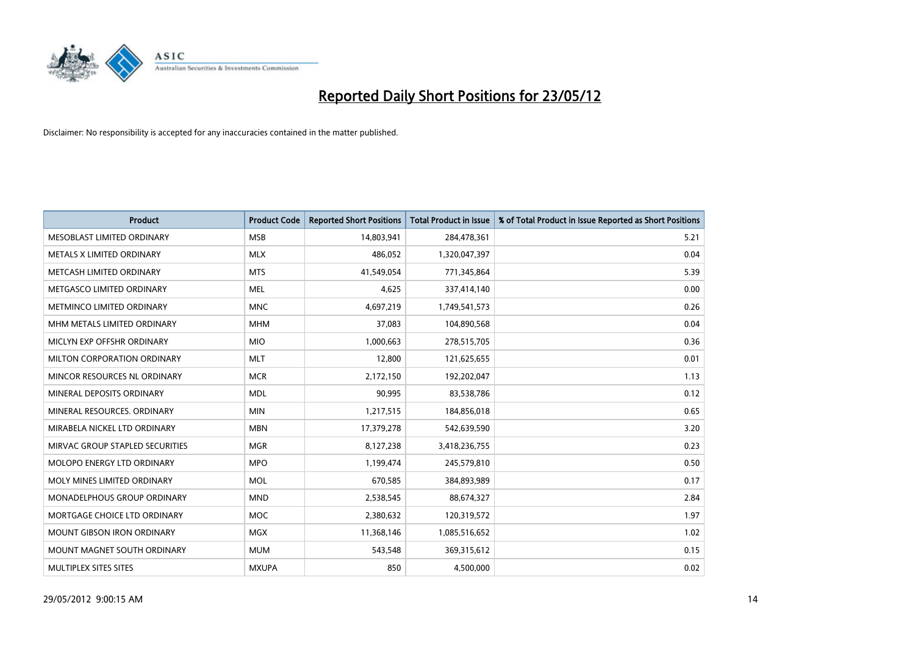# Reported Daily Short Positions for 23/05/12

Disclaimer: No responsibility is accepted for any inaccuracies contained in the matter published.

| Product | Product Code | Reported Short Positions | Total Product in Issue | % of Total Product in Issue Reported as Short Positions |
|---|---|---|---|---|
| MESOBLAST LIMITED ORDINARY | MSB | 14,803,941 | 284,478,361 | 5.21 |
| METALS X LIMITED ORDINARY | MLX | 486,052 | 1,320,047,397 | 0.04 |
| METCASH LIMITED ORDINARY | MTS | 41,549,054 | 771,345,864 | 5.39 |
| METGASCO LIMITED ORDINARY | MEL | 4,625 | 337,414,140 | 0.00 |
| METMINCO LIMITED ORDINARY | MNC | 4,697,219 | 1,749,541,573 | 0.26 |
| MHM METALS LIMITED ORDINARY | MHM | 37,083 | 104,890,568 | 0.04 |
| MICLYN EXP OFFSHR ORDINARY | MIO | 1,000,663 | 278,515,705 | 0.36 |
| MILTON CORPORATION ORDINARY | MLT | 12,800 | 121,625,655 | 0.01 |
| MINCOR RESOURCES NL ORDINARY | MCR | 2,172,150 | 192,202,047 | 1.13 |
| MINERAL DEPOSITS ORDINARY | MDL | 90,995 | 83,538,786 | 0.12 |
| MINERAL RESOURCES. ORDINARY | MIN | 1,217,515 | 184,856,018 | 0.65 |
| MIRABELA NICKEL LTD ORDINARY | MBN | 17,379,278 | 542,639,590 | 3.20 |
| MIRVAC GROUP STAPLED SECURITIES | MGR | 8,127,238 | 3,418,236,755 | 0.23 |
| MOLOPO ENERGY LTD ORDINARY | MPO | 1,199,474 | 245,579,810 | 0.50 |
| MOLY MINES LIMITED ORDINARY | MOL | 670,585 | 384,893,989 | 0.17 |
| MONADELPHOUS GROUP ORDINARY | MND | 2,538,545 | 88,674,327 | 2.84 |
| MORTGAGE CHOICE LTD ORDINARY | MOC | 2,380,632 | 120,319,572 | 1.97 |
| MOUNT GIBSON IRON ORDINARY | MGX | 11,368,146 | 1,085,516,652 | 1.02 |
| MOUNT MAGNET SOUTH ORDINARY | MUM | 543,548 | 369,315,612 | 0.15 |
| MULTIPLEX SITES SITES | MXUPA | 850 | 4,500,000 | 0.02 |

29/05/2012 9:00:15 AM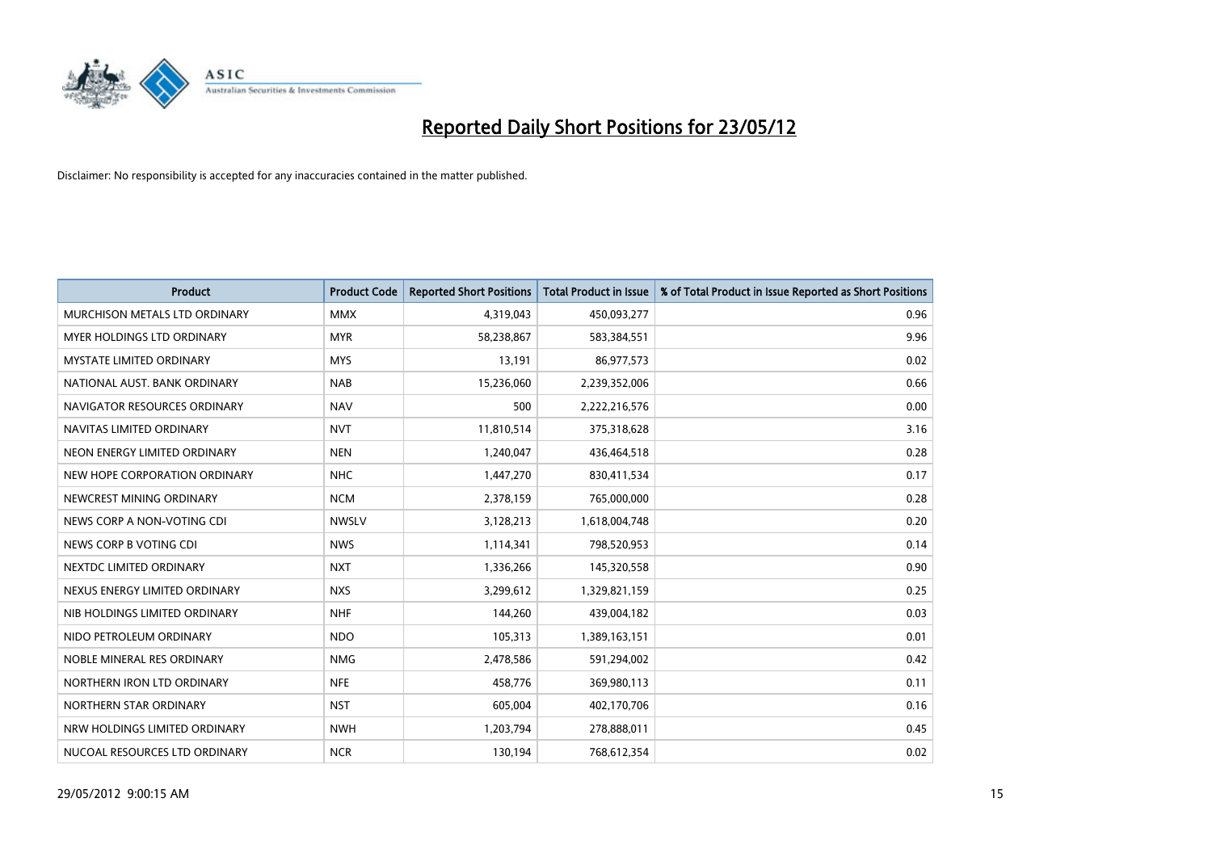# Reported Daily Short Positions for 23/05/12

Disclaimer: No responsibility is accepted for any inaccuracies contained in the matter published.

| Product | Product Code | Reported Short Positions | Total Product in Issue | % of Total Product in Issue Reported as Short Positions |
|---|---|---|---|---|
| MURCHISON METALS LTD ORDINARY | MMX | 4,319,043 | 450,093,277 | 0.96 |
| MYER HOLDINGS LTD ORDINARY | MYR | 58,238,867 | 583,384,551 | 9.96 |
| MYSTATE LIMITED ORDINARY | MYS | 13,191 | 86,977,573 | 0.02 |
| NATIONAL AUST. BANK ORDINARY | NAB | 15,236,060 | 2,239,352,006 | 0.66 |
| NAVIGATOR RESOURCES ORDINARY | NAV | 500 | 2,222,216,576 | 0.00 |
| NAVITAS LIMITED ORDINARY | NVT | 11,810,514 | 375,318,628 | 3.16 |
| NEON ENERGY LIMITED ORDINARY | NEN | 1,240,047 | 436,464,518 | 0.28 |
| NEW HOPE CORPORATION ORDINARY | NHC | 1,447,270 | 830,411,534 | 0.17 |
| NEWCREST MINING ORDINARY | NCM | 2,378,159 | 765,000,000 | 0.28 |
| NEWS CORP A NON-VOTING CDI | NWSLV | 3,128,213 | 1,618,004,748 | 0.20 |
| NEWS CORP B VOTING CDI | NWS | 1,114,341 | 798,520,953 | 0.14 |
| NEXTDC LIMITED ORDINARY | NXT | 1,336,266 | 145,320,558 | 0.90 |
| NEXUS ENERGY LIMITED ORDINARY | NXS | 3,299,612 | 1,329,821,159 | 0.25 |
| NIB HOLDINGS LIMITED ORDINARY | NHF | 144,260 | 439,004,182 | 0.03 |
| NIDO PETROLEUM ORDINARY | NDO | 105,313 | 1,389,163,151 | 0.01 |
| NOBLE MINERAL RES ORDINARY | NMG | 2,478,586 | 591,294,002 | 0.42 |
| NORTHERN IRON LTD ORDINARY | NFE | 458,776 | 369,980,113 | 0.11 |
| NORTHERN STAR ORDINARY | NST | 605,004 | 402,170,706 | 0.16 |
| NRW HOLDINGS LIMITED ORDINARY | NWH | 1,203,794 | 278,888,011 | 0.45 |
| NUCOAL RESOURCES LTD ORDINARY | NCR | 130,194 | 768,612,354 | 0.02 |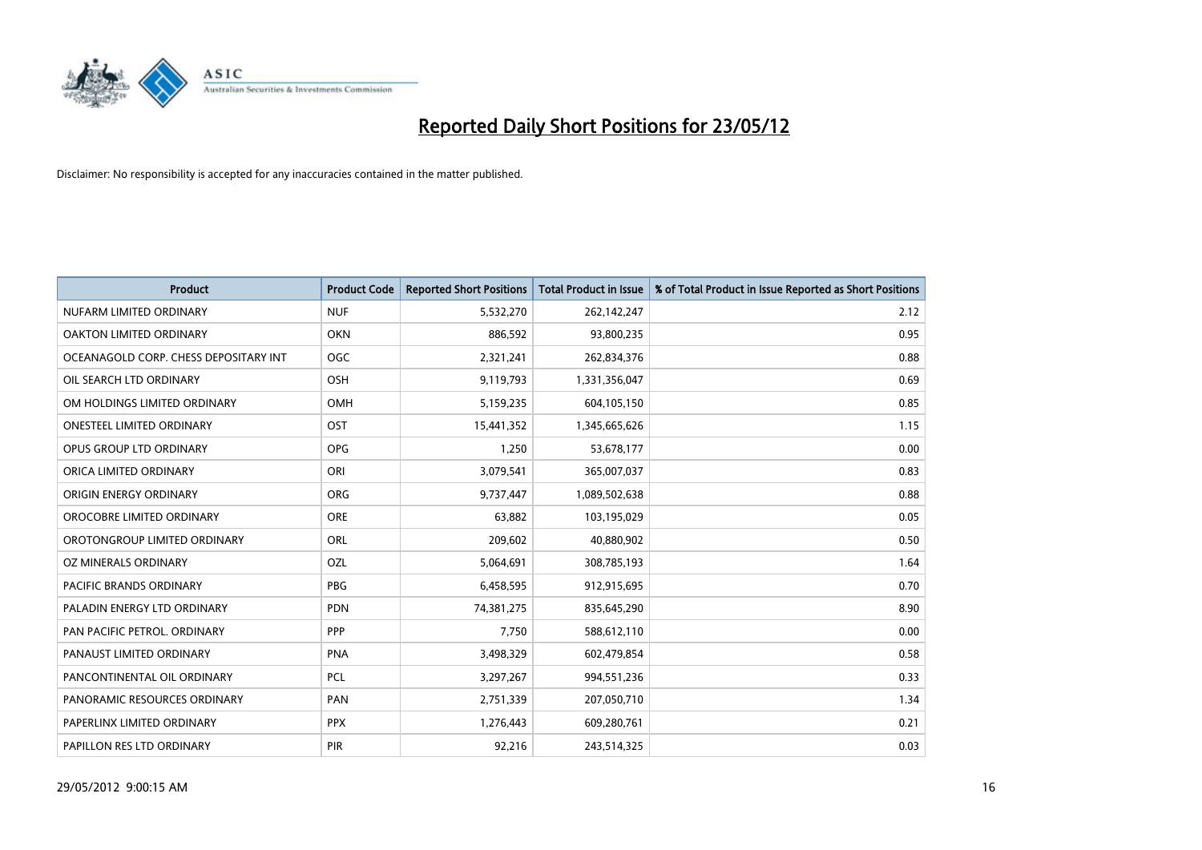# Reported Daily Short Positions for 23/05/12

Disclaimer: No responsibility is accepted for any inaccuracies contained in the matter published.

| Product | Product Code | Reported Short Positions | Total Product in Issue | % of Total Product in Issue Reported as Short Positions |
|---|---|---|---|---|
| NUFARM LIMITED ORDINARY | NUF | 5,532,270 | 262,142,247 | 2.12 |
| OAKTON LIMITED ORDINARY | OKN | 886,592 | 93,800,235 | 0.95 |
| OCEANAGOLD CORP. CHESS DEPOSITARY INT | OGC | 2,321,241 | 262,834,376 | 0.88 |
| OIL SEARCH LTD ORDINARY | OSH | 9,119,793 | 1,331,356,047 | 0.69 |
| OM HOLDINGS LIMITED ORDINARY | OMH | 5,159,235 | 604,105,150 | 0.85 |
| ONESTEEL LIMITED ORDINARY | OST | 15,441,352 | 1,345,665,626 | 1.15 |
| OPUS GROUP LTD ORDINARY | OPG | 1,250 | 53,678,177 | 0.00 |
| ORICA LIMITED ORDINARY | ORI | 3,079,541 | 365,007,037 | 0.83 |
| ORIGIN ENERGY ORDINARY | ORG | 9,737,447 | 1,089,502,638 | 0.88 |
| OROCOBRE LIMITED ORDINARY | ORE | 63,882 | 103,195,029 | 0.05 |
| OROTONGROUP LIMITED ORDINARY | ORL | 209,602 | 40,880,902 | 0.50 |
| OZ MINERALS ORDINARY | OZL | 5,064,691 | 308,785,193 | 1.64 |
| PACIFIC BRANDS ORDINARY | PBG | 6,458,595 | 912,915,695 | 0.70 |
| PALADIN ENERGY LTD ORDINARY | PDN | 74,381,275 | 835,645,290 | 8.90 |
| PAN PACIFIC PETROL. ORDINARY | PPP | 7,750 | 588,612,110 | 0.00 |
| PANAUST LIMITED ORDINARY | PNA | 3,498,329 | 602,479,854 | 0.58 |
| PANCONTINENTAL OIL ORDINARY | PCL | 3,297,267 | 994,551,236 | 0.33 |
| PANORAMIC RESOURCES ORDINARY | PAN | 2,751,339 | 207,050,710 | 1.34 |
| PAPERLINX LIMITED ORDINARY | PPX | 1,276,443 | 609,280,761 | 0.21 |
| PAPILLON RES LTD ORDINARY | PIR | 92,216 | 243,514,325 | 0.03 |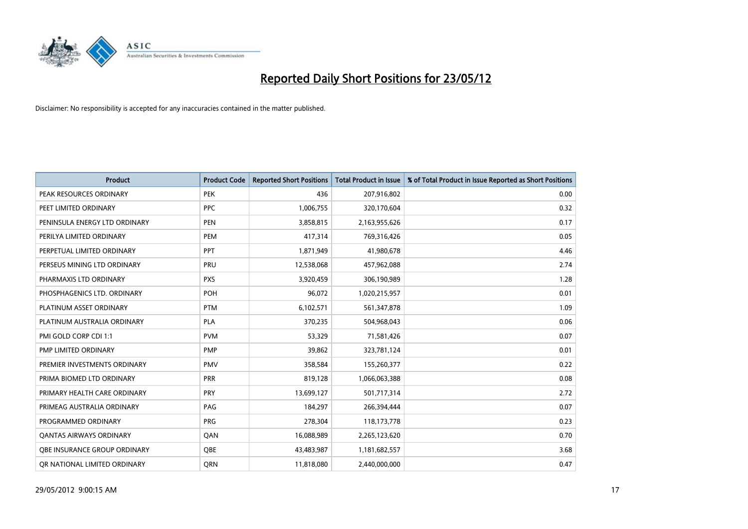# Reported Daily Short Positions for 23/05/12

Disclaimer: No responsibility is accepted for any inaccuracies contained in the matter published.

| Product | Product Code | Reported Short Positions | Total Product in Issue | % of Total Product in Issue Reported as Short Positions |
|---|---|---|---|---|
| PEAK RESOURCES ORDINARY | PEK | 436 | 207,916,802 | 0.00 |
| PEET LIMITED ORDINARY | PPC | 1,006,755 | 320,170,604 | 0.32 |
| PENINSULA ENERGY LTD ORDINARY | PEN | 3,858,815 | 2,163,955,626 | 0.17 |
| PERILYA LIMITED ORDINARY | PEM | 417,314 | 769,316,426 | 0.05 |
| PERPETUAL LIMITED ORDINARY | PPT | 1,871,949 | 41,980,678 | 4.46 |
| PERSEUS MINING LTD ORDINARY | PRU | 12,538,068 | 457,962,088 | 2.74 |
| PHARMAXIS LTD ORDINARY | PXS | 3,920,459 | 306,190,989 | 1.28 |
| PHOSPHAGENICS LTD. ORDINARY | POH | 96,072 | 1,020,215,957 | 0.01 |
| PLATINUM ASSET ORDINARY | PTM | 6,102,571 | 561,347,878 | 1.09 |
| PLATINUM AUSTRALIA ORDINARY | PLA | 370,235 | 504,968,043 | 0.06 |
| PMI GOLD CORP CDI 1:1 | PVM | 53,329 | 71,581,426 | 0.07 |
| PMP LIMITED ORDINARY | PMP | 39,862 | 323,781,124 | 0.01 |
| PREMIER INVESTMENTS ORDINARY | PMV | 358,584 | 155,260,377 | 0.22 |
| PRIMA BIOMED LTD ORDINARY | PRR | 819,128 | 1,066,063,388 | 0.08 |
| PRIMARY HEALTH CARE ORDINARY | PRY | 13,699,127 | 501,717,314 | 2.72 |
| PRIMEAG AUSTRALIA ORDINARY | PAG | 184,297 | 266,394,444 | 0.07 |
| PROGRAMMED ORDINARY | PRG | 278,304 | 118,173,778 | 0.23 |
| QANTAS AIRWAYS ORDINARY | QAN | 16,088,989 | 2,265,123,620 | 0.70 |
| QBE INSURANCE GROUP ORDINARY | QBE | 43,483,987 | 1,181,682,557 | 3.68 |
| QR NATIONAL LIMITED ORDINARY | QRN | 11,818,080 | 2,440,000,000 | 0.47 |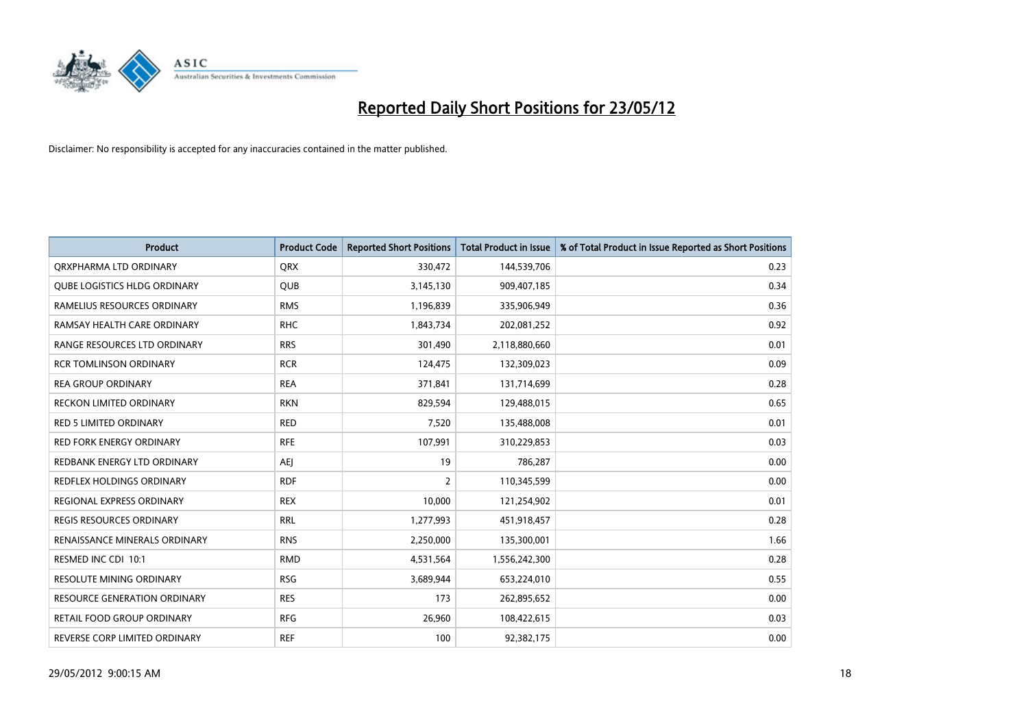# Reported Daily Short Positions for 23/05/12

Disclaimer: No responsibility is accepted for any inaccuracies contained in the matter published.

| Product | Product Code | Reported Short Positions | Total Product in Issue | % of Total Product in Issue Reported as Short Positions |
|---|---|---|---|---|
| QRXPHARMA LTD ORDINARY | QRX | 330,472 | 144,539,706 | 0.23 |
| QUBE LOGISTICS HLDG ORDINARY | QUB | 3,145,130 | 909,407,185 | 0.34 |
| RAMELIUS RESOURCES ORDINARY | RMS | 1,196,839 | 335,906,949 | 0.36 |
| RAMSAY HEALTH CARE ORDINARY | RHC | 1,843,734 | 202,081,252 | 0.92 |
| RANGE RESOURCES LTD ORDINARY | RRS | 301,490 | 2,118,880,660 | 0.01 |
| RCR TOMLINSON ORDINARY | RCR | 124,475 | 132,309,023 | 0.09 |
| REA GROUP ORDINARY | REA | 371,841 | 131,714,699 | 0.28 |
| RECKON LIMITED ORDINARY | RKN | 829,594 | 129,488,015 | 0.65 |
| RED 5 LIMITED ORDINARY | RED | 7,520 | 135,488,008 | 0.01 |
| RED FORK ENERGY ORDINARY | RFE | 107,991 | 310,229,853 | 0.03 |
| REDBANK ENERGY LTD ORDINARY | AEJ | 19 | 786,287 | 0.00 |
| REDFLEX HOLDINGS ORDINARY | RDF | 2 | 110,345,599 | 0.00 |
| REGIONAL EXPRESS ORDINARY | REX | 10,000 | 121,254,902 | 0.01 |
| REGIS RESOURCES ORDINARY | RRL | 1,277,993 | 451,918,457 | 0.28 |
| RENAISSANCE MINERALS ORDINARY | RNS | 2,250,000 | 135,300,001 | 1.66 |
| RESMED INC CDI 10:1 | RMD | 4,531,564 | 1,556,242,300 | 0.28 |
| RESOLUTE MINING ORDINARY | RSG | 3,689,944 | 653,224,010 | 0.55 |
| RESOURCE GENERATION ORDINARY | RES | 173 | 262,895,652 | 0.00 |
| RETAIL FOOD GROUP ORDINARY | RFG | 26,960 | 108,422,615 | 0.03 |
| REVERSE CORP LIMITED ORDINARY | REF | 100 | 92,382,175 | 0.00 |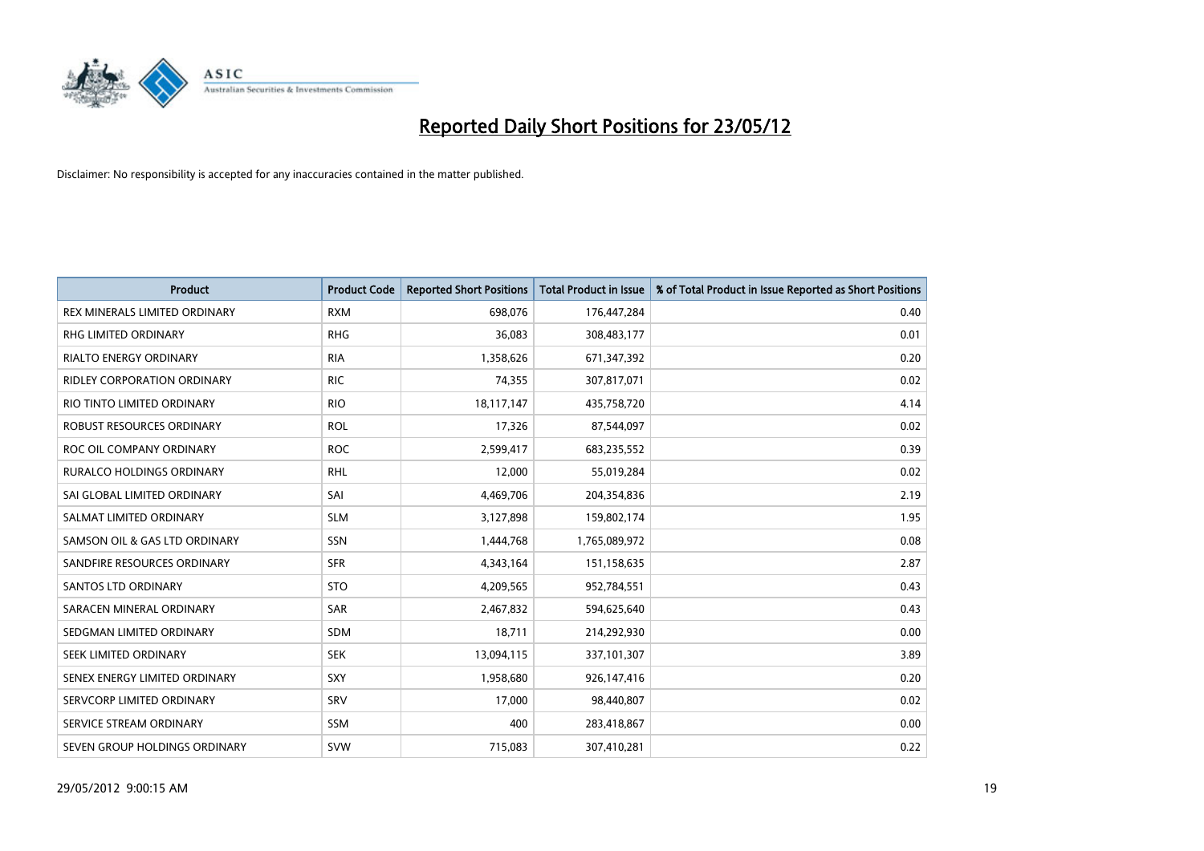# Reported Daily Short Positions for 23/05/12

Disclaimer: No responsibility is accepted for any inaccuracies contained in the matter published.

| Product | Product Code | Reported Short Positions | Total Product in Issue | % of Total Product in Issue Reported as Short Positions |
|---|---|---|---|---|
| REX MINERALS LIMITED ORDINARY | RXM | 698,076 | 176,447,284 | 0.40 |
| RHG LIMITED ORDINARY | RHG | 36,083 | 308,483,177 | 0.01 |
| RIALTO ENERGY ORDINARY | RIA | 1,358,626 | 671,347,392 | 0.20 |
| RIDLEY CORPORATION ORDINARY | RIC | 74,355 | 307,817,071 | 0.02 |
| RIO TINTO LIMITED ORDINARY | RIO | 18,117,147 | 435,758,720 | 4.14 |
| ROBUST RESOURCES ORDINARY | ROL | 17,326 | 87,544,097 | 0.02 |
| ROC OIL COMPANY ORDINARY | ROC | 2,599,417 | 683,235,552 | 0.39 |
| RURALCO HOLDINGS ORDINARY | RHL | 12,000 | 55,019,284 | 0.02 |
| SAI GLOBAL LIMITED ORDINARY | SAI | 4,469,706 | 204,354,836 | 2.19 |
| SALMAT LIMITED ORDINARY | SLM | 3,127,898 | 159,802,174 | 1.95 |
| SAMSON OIL & GAS LTD ORDINARY | SSN | 1,444,768 | 1,765,089,972 | 0.08 |
| SANDFIRE RESOURCES ORDINARY | SFR | 4,343,164 | 151,158,635 | 2.87 |
| SANTOS LTD ORDINARY | STO | 4,209,565 | 952,784,551 | 0.43 |
| SARACEN MINERAL ORDINARY | SAR | 2,467,832 | 594,625,640 | 0.43 |
| SEDGMAN LIMITED ORDINARY | SDM | 18,711 | 214,292,930 | 0.00 |
| SEEK LIMITED ORDINARY | SEK | 13,094,115 | 337,101,307 | 3.89 |
| SENEX ENERGY LIMITED ORDINARY | SXY | 1,958,680 | 926,147,416 | 0.20 |
| SERVCORP LIMITED ORDINARY | SRV | 17,000 | 98,440,807 | 0.02 |
| SERVICE STREAM ORDINARY | SSM | 400 | 283,418,867 | 0.00 |
| SEVEN GROUP HOLDINGS ORDINARY | SVW | 715,083 | 307,410,281 | 0.22 |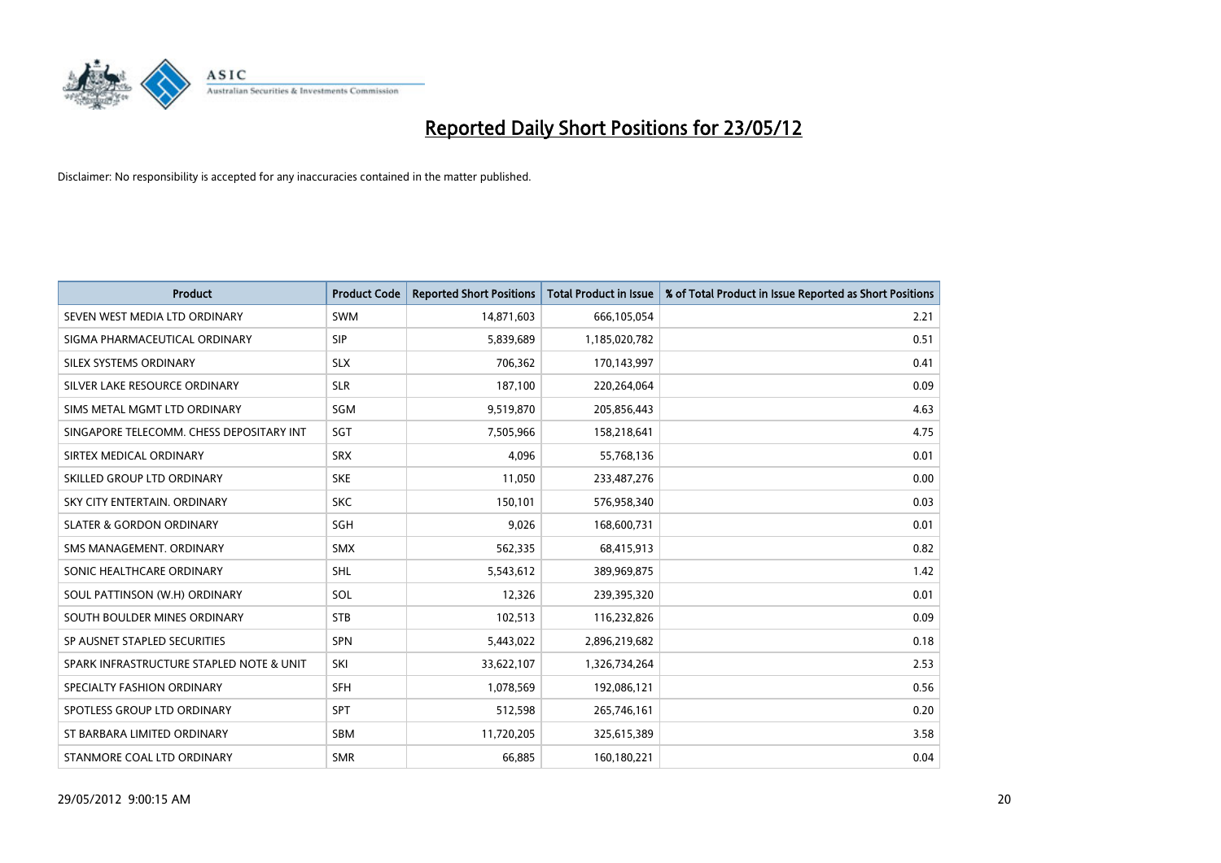# Reported Daily Short Positions for 23/05/12

Disclaimer: No responsibility is accepted for any inaccuracies contained in the matter published.

| Product | Product Code | Reported Short Positions | Total Product in Issue | % of Total Product in Issue Reported as Short Positions |
|---|---|---|---|---|
| SEVEN WEST MEDIA LTD ORDINARY | SWM | 14,871,603 | 666,105,054 | 2.21 |
| SIGMA PHARMACEUTICAL ORDINARY | SIP | 5,839,689 | 1,185,020,782 | 0.51 |
| SILEX SYSTEMS ORDINARY | SLX | 706,362 | 170,143,997 | 0.41 |
| SILVER LAKE RESOURCE ORDINARY | SLR | 187,100 | 220,264,064 | 0.09 |
| SIMS METAL MGMT LTD ORDINARY | SGM | 9,519,870 | 205,856,443 | 4.63 |
| SINGAPORE TELECOMM. CHESS DEPOSITARY INT | SGT | 7,505,966 | 158,218,641 | 4.75 |
| SIRTEX MEDICAL ORDINARY | SRX | 4,096 | 55,768,136 | 0.01 |
| SKILLED GROUP LTD ORDINARY | SKE | 11,050 | 233,487,276 | 0.00 |
| SKY CITY ENTERTAIN. ORDINARY | SKC | 150,101 | 576,958,340 | 0.03 |
| SLATER & GORDON ORDINARY | SGH | 9,026 | 168,600,731 | 0.01 |
| SMS MANAGEMENT. ORDINARY | SMX | 562,335 | 68,415,913 | 0.82 |
| SONIC HEALTHCARE ORDINARY | SHL | 5,543,612 | 389,969,875 | 1.42 |
| SOUL PATTINSON (W.H) ORDINARY | SOL | 12,326 | 239,395,320 | 0.01 |
| SOUTH BOULDER MINES ORDINARY | STB | 102,513 | 116,232,826 | 0.09 |
| SP AUSNET STAPLED SECURITIES | SPN | 5,443,022 | 2,896,219,682 | 0.18 |
| SPARK INFRASTRUCTURE STAPLED NOTE & UNIT | SKI | 33,622,107 | 1,326,734,264 | 2.53 |
| SPECIALTY FASHION ORDINARY | SFH | 1,078,569 | 192,086,121 | 0.56 |
| SPOTLESS GROUP LTD ORDINARY | SPT | 512,598 | 265,746,161 | 0.20 |
| ST BARBARA LIMITED ORDINARY | SBM | 11,720,205 | 325,615,389 | 3.58 |
| STANMORE COAL LTD ORDINARY | SMR | 66,885 | 160,180,221 | 0.04 |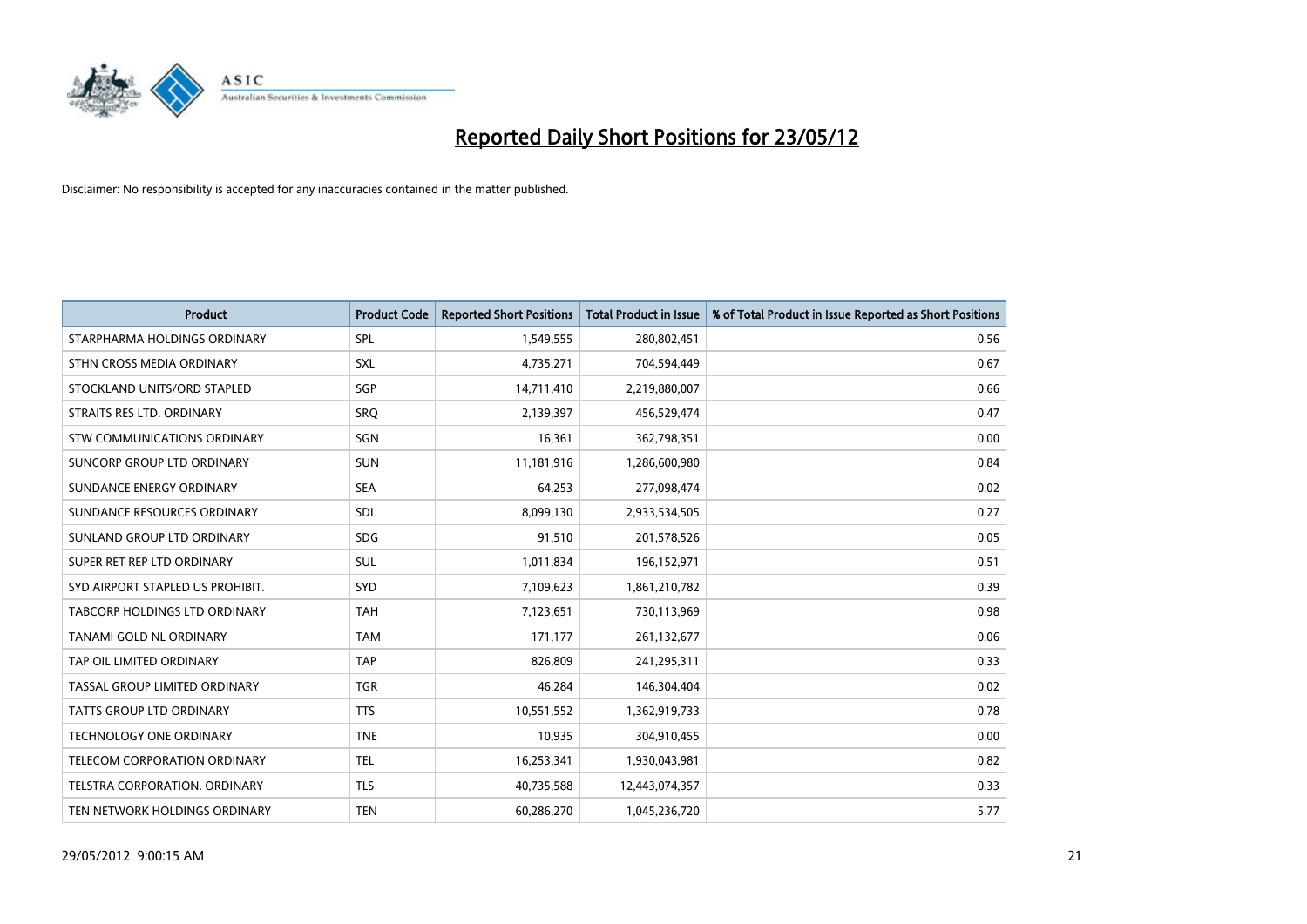# Reported Daily Short Positions for 23/05/12

Disclaimer: No responsibility is accepted for any inaccuracies contained in the matter published.

| Product | Product Code | Reported Short Positions | Total Product in Issue | % of Total Product in Issue Reported as Short Positions |
|---|---|---|---|---|
| STARPHARMA HOLDINGS ORDINARY | SPL | 1,549,555 | 280,802,451 | 0.56 |
| STHN CROSS MEDIA ORDINARY | SXL | 4,735,271 | 704,594,449 | 0.67 |
| STOCKLAND UNITS/ORD STAPLED | SGP | 14,711,410 | 2,219,880,007 | 0.66 |
| STRAITS RES LTD. ORDINARY | SRQ | 2,139,397 | 456,529,474 | 0.47 |
| STW COMMUNICATIONS ORDINARY | SGN | 16,361 | 362,798,351 | 0.00 |
| SUNCORP GROUP LTD ORDINARY | SUN | 11,181,916 | 1,286,600,980 | 0.84 |
| SUNDANCE ENERGY ORDINARY | SEA | 64,253 | 277,098,474 | 0.02 |
| SUNDANCE RESOURCES ORDINARY | SDL | 8,099,130 | 2,933,534,505 | 0.27 |
| SUNLAND GROUP LTD ORDINARY | SDG | 91,510 | 201,578,526 | 0.05 |
| SUPER RET REP LTD ORDINARY | SUL | 1,011,834 | 196,152,971 | 0.51 |
| SYD AIRPORT STAPLED US PROHIBIT. | SYD | 7,109,623 | 1,861,210,782 | 0.39 |
| TABCORP HOLDINGS LTD ORDINARY | TAH | 7,123,651 | 730,113,969 | 0.98 |
| TANAMI GOLD NL ORDINARY | TAM | 171,177 | 261,132,677 | 0.06 |
| TAP OIL LIMITED ORDINARY | TAP | 826,809 | 241,295,311 | 0.33 |
| TASSAL GROUP LIMITED ORDINARY | TGR | 46,284 | 146,304,404 | 0.02 |
| TATTS GROUP LTD ORDINARY | TTS | 10,551,552 | 1,362,919,733 | 0.78 |
| TECHNOLOGY ONE ORDINARY | TNE | 10,935 | 304,910,455 | 0.00 |
| TELECOM CORPORATION ORDINARY | TEL | 16,253,341 | 1,930,043,981 | 0.82 |
| TELSTRA CORPORATION. ORDINARY | TLS | 40,735,588 | 12,443,074,357 | 0.33 |
| TEN NETWORK HOLDINGS ORDINARY | TEN | 60,286,270 | 1,045,236,720 | 5.77 |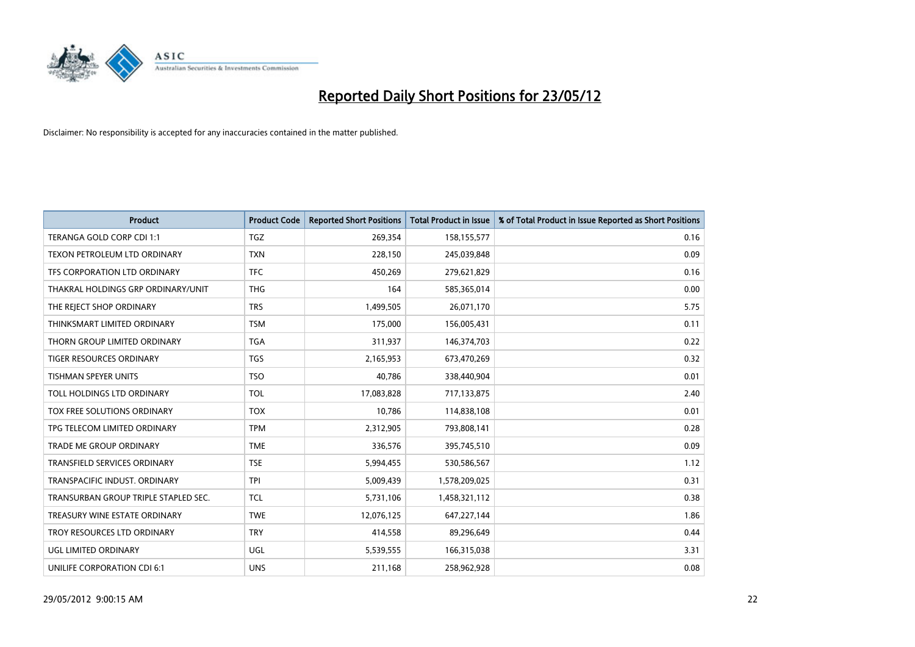# Reported Daily Short Positions for 23/05/12

Disclaimer: No responsibility is accepted for any inaccuracies contained in the matter published.

| Product | Product Code | Reported Short Positions | Total Product in Issue | % of Total Product in Issue Reported as Short Positions |
|---|---|---|---|---|
| TERANGA GOLD CORP CDI 1:1 | TGZ | 269,354 | 158,155,577 | 0.16 |
| TEXON PETROLEUM LTD ORDINARY | TXN | 228,150 | 245,039,848 | 0.09 |
| TFS CORPORATION LTD ORDINARY | TFC | 450,269 | 279,621,829 | 0.16 |
| THAKRAL HOLDINGS GRP ORDINARY/UNIT | THG | 164 | 585,365,014 | 0.00 |
| THE REJECT SHOP ORDINARY | TRS | 1,499,505 | 26,071,170 | 5.75 |
| THINKSMART LIMITED ORDINARY | TSM | 175,000 | 156,005,431 | 0.11 |
| THORN GROUP LIMITED ORDINARY | TGA | 311,937 | 146,374,703 | 0.22 |
| TIGER RESOURCES ORDINARY | TGS | 2,165,953 | 673,470,269 | 0.32 |
| TISHMAN SPEYER UNITS | TSO | 40,786 | 338,440,904 | 0.01 |
| TOLL HOLDINGS LTD ORDINARY | TOL | 17,083,828 | 717,133,875 | 2.40 |
| TOX FREE SOLUTIONS ORDINARY | TOX | 10,786 | 114,838,108 | 0.01 |
| TPG TELECOM LIMITED ORDINARY | TPM | 2,312,905 | 793,808,141 | 0.28 |
| TRADE ME GROUP ORDINARY | TME | 336,576 | 395,745,510 | 0.09 |
| TRANSFIELD SERVICES ORDINARY | TSE | 5,994,455 | 530,586,567 | 1.12 |
| TRANSPACIFIC INDUST. ORDINARY | TPI | 5,009,439 | 1,578,209,025 | 0.31 |
| TRANSURBAN GROUP TRIPLE STAPLED SEC. | TCL | 5,731,106 | 1,458,321,112 | 0.38 |
| TREASURY WINE ESTATE ORDINARY | TWE | 12,076,125 | 647,227,144 | 1.86 |
| TROY RESOURCES LTD ORDINARY | TRY | 414,558 | 89,296,649 | 0.44 |
| UGL LIMITED ORDINARY | UGL | 5,539,555 | 166,315,038 | 3.31 |
| UNILIFE CORPORATION CDI 6:1 | UNS | 211,168 | 258,962,928 | 0.08 |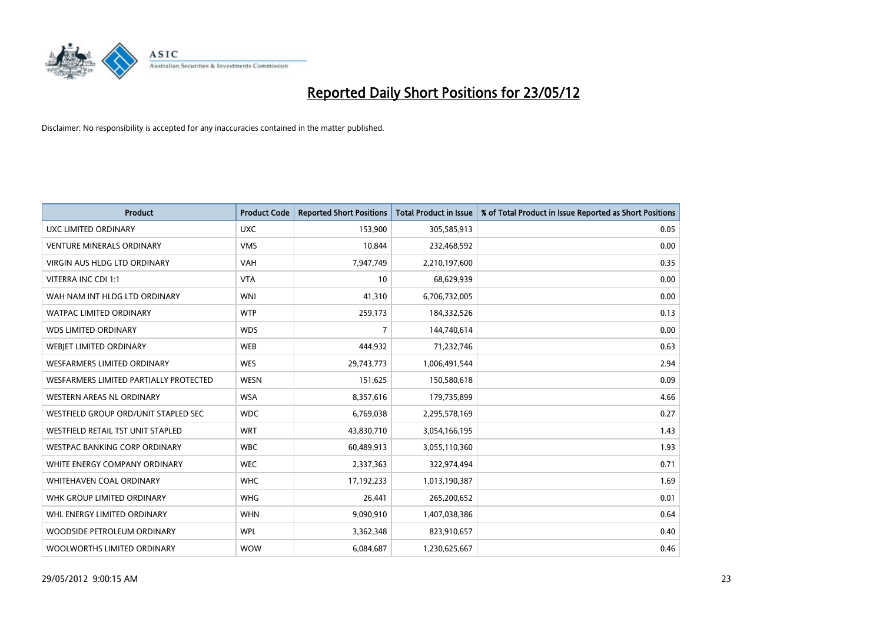# Reported Daily Short Positions for 23/05/12

Disclaimer: No responsibility is accepted for any inaccuracies contained in the matter published.

| Product | Product Code | Reported Short Positions | Total Product in Issue | % of Total Product in Issue Reported as Short Positions |
|---|---|---|---|---|
| UXC LIMITED ORDINARY | UXC | 153,900 | 305,585,913 | 0.05 |
| VENTURE MINERALS ORDINARY | VMS | 10,844 | 232,468,592 | 0.00 |
| VIRGIN AUS HLDG LTD ORDINARY | VAH | 7,947,749 | 2,210,197,600 | 0.35 |
| VITERRA INC CDI 1:1 | VTA | 10 | 68,629,939 | 0.00 |
| WAH NAM INT HLDG LTD ORDINARY | WNI | 41,310 | 6,706,732,005 | 0.00 |
| WATPAC LIMITED ORDINARY | WTP | 259,173 | 184,332,526 | 0.13 |
| WDS LIMITED ORDINARY | WDS | 7 | 144,740,614 | 0.00 |
| WEBJET LIMITED ORDINARY | WEB | 444,932 | 71,232,746 | 0.63 |
| WESFARMERS LIMITED ORDINARY | WES | 29,743,773 | 1,006,491,544 | 2.94 |
| WESFARMERS LIMITED PARTIALLY PROTECTED | WESN | 151,625 | 150,580,618 | 0.09 |
| WESTERN AREAS NL ORDINARY | WSA | 8,357,616 | 179,735,899 | 4.66 |
| WESTFIELD GROUP ORD/UNIT STAPLED SEC | WDC | 6,769,038 | 2,295,578,169 | 0.27 |
| WESTFIELD RETAIL TST UNIT STAPLED | WRT | 43,830,710 | 3,054,166,195 | 1.43 |
| WESTPAC BANKING CORP ORDINARY | WBC | 60,489,913 | 3,055,110,360 | 1.93 |
| WHITE ENERGY COMPANY ORDINARY | WEC | 2,337,363 | 322,974,494 | 0.71 |
| WHITEHAVEN COAL ORDINARY | WHC | 17,192,233 | 1,013,190,387 | 1.69 |
| WHK GROUP LIMITED ORDINARY | WHG | 26,441 | 265,200,652 | 0.01 |
| WHL ENERGY LIMITED ORDINARY | WHN | 9,090,910 | 1,407,038,386 | 0.64 |
| WOODSIDE PETROLEUM ORDINARY | WPL | 3,362,348 | 823,910,657 | 0.40 |
| WOOLWORTHS LIMITED ORDINARY | WOW | 6,084,687 | 1,230,625,667 | 0.46 |

29/05/2012 9:00:15 AM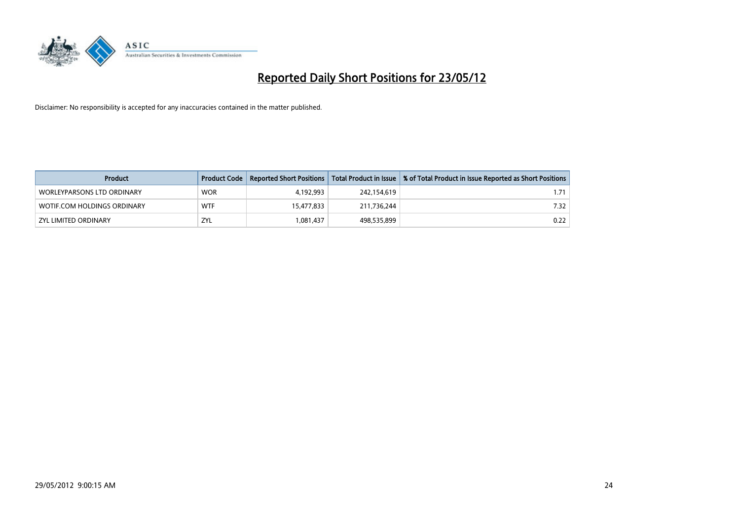# Reported Daily Short Positions for 23/05/12

Disclaimer: No responsibility is accepted for any inaccuracies contained in the matter published.

| Product | Product Code | Reported Short Positions | Total Product in Issue | % of Total Product in Issue Reported as Short Positions |
|---|---|---|---|---|
| WORLEYPARSONS LTD ORDINARY | WOR | 4,192,993 | 242,154,619 | 1.71 |
| WOTIF.COM HOLDINGS ORDINARY | WTF | 15,477,833 | 211,736,244 | 7.32 |
| ZYL LIMITED ORDINARY | ZYL | 1,081,437 | 498,535,899 | 0.22 |